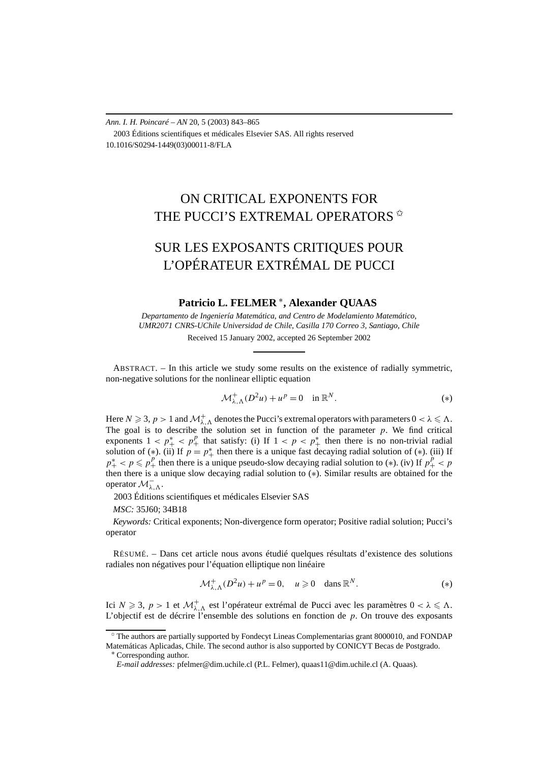# ON CRITICAL EXPONENTS FOR THE PUCCI'S EXTREMAL OPERATORS [☆]

# SUR LES EXPOSANTS CRITIQUES POUR L'OPÉRATEUR EXTRÉMAL DE PUCCI

**Patricio L. FELMER [*], Alexander QUAAS**

*Departamento de Ingeniería Matemática, and Centro de Modelamiento Matemático, UMR2071 CNRS-UChile Universidad de Chile, Casilla 170 Correo 3, Santiago, Chile*

Received 15 January 2002, accepted 26 September 2002

ABSTRACT. – In this article we study some results on the existence of radially symmetric, non-negative solutions for the nonlinear elliptic equation

$$\mathcal{M}^{+}_{\lambda,\Lambda}(D^2u) + u^p = 0 \quad \text{in } \mathbb{R}^N. \tag{$*$}$$

Here $N \geqslant 3$, $p > 1$ and $\mathcal{M}^{+}_{\lambda,\Lambda}$ denotes the Pucci's extremal operators with parameters $0 < \lambda \leqslant \Lambda$. The goal is to describe the solution set in function of the parameter $p$. We find critical exponents $1 < p^*_+ < p^p_+$ that satisfy: (i) If $1 < p < p^*_+$ then there is no non-trivial radial solution of $(*)$. (ii) If $p = p^*_+$ then there is a unique fast decaying radial solution of $(*)$. (iii) If $p^*_+ < p \leqslant p^p_+$ then there is a unique pseudo-slow decaying radial solution to $(*)$. (iv) If $p^p_+ < p$ then there is a unique slow decaying radial solution to $(*)$. Similar results are obtained for the operator $\mathcal{M}^{-}_{\lambda,\Lambda}$.

2003 Éditions scientifiques et médicales Elsevier SAS

*MSC:* 35J60; 34B18

*Keywords:* Critical exponents; Non-divergence form operator; Positive radial solution; Pucci's operator

RÉSUMÉ. – Dans cet article nous avons étudié quelques résultats d'existence des solutions radiales non négatives pour l'équation elliptique non linéaire

$$\mathcal{M}^{+}_{\lambda,\Lambda}(D^2u) + u^p = 0, \quad u \geqslant 0 \quad \text{dans } \mathbb{R}^N. \tag{$*$}$$

Ici $N \geqslant 3$, $p > 1$ et $\mathcal{M}^{+}_{\lambda,\Lambda}$ est l'opérateur extrémal de Pucci avec les paramètres $0 < \lambda \leqslant \Lambda$. L'objectif est de décrire l'ensemble des solutions en fonction de $p$. On trouve des exposants

---

[☆] The authors are partially supported by Fondecyt Lineas Complementarias grant 8000010, and FONDAP Matemáticas Aplicadas, Chile. The second author is also supported by CONICYT Becas de Postgrado.

[*] Corresponding author.

*E-mail addresses:* pfelmer@dim.uchile.cl (P.L. Felmer), quaas11@dim.uchile.cl (A. Quaas).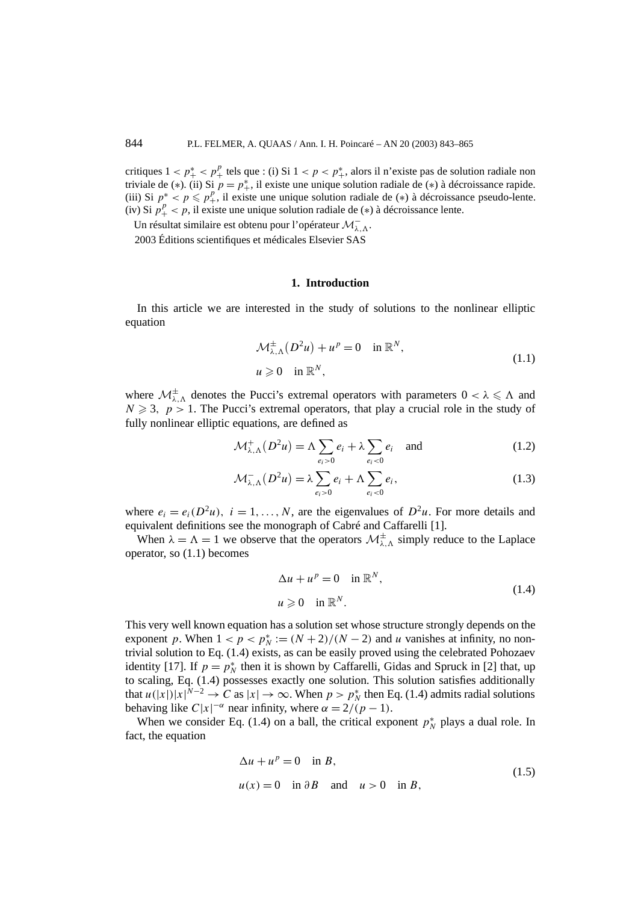critiques $1 < p_+^* < p_+^p$ tels que : (i) Si $1 < p < p_+^*$, alors il n'existe pas de solution radiale non triviale de (∗). (ii) Si $p = p_+^*$, il existe une unique solution radiale de (∗) à décroissance rapide. (iii) Si $p^* < p \leqslant p_+^p$, il existe une unique solution radiale de (∗) à décroissance pseudo-lente. (iv) Si $p_+^p < p$, il existe une unique solution radiale de (∗) à décroissance lente.

Un résultat similaire est obtenu pour l'opérateur $\mathcal{M}^-_{\lambda,\Lambda}$.

2003 Éditions scientifiques et médicales Elsevier SAS

## 1. Introduction

In this article we are interested in the study of solutions to the nonlinear elliptic equation

$$\begin{aligned} &\mathcal{M}^{\pm}_{\lambda,\Lambda}\big(D^2u\big) + u^p = 0 \quad \text{in } \mathbb{R}^N, \\ &u \geqslant 0 \quad \text{in } \mathbb{R}^N, \end{aligned} \tag{1.1}$$

where $\mathcal{M}^{\pm}_{\lambda,\Lambda}$ denotes the Pucci's extremal operators with parameters $0 < \lambda \leqslant \Lambda$ and $N \geqslant 3$, $p > 1$. The Pucci's extremal operators, that play a crucial role in the study of fully nonlinear elliptic equations, are defined as

$$\mathcal{M}^{+}_{\lambda,\Lambda}\big(D^2u\big) = \Lambda \sum_{e_i>0} e_i + \lambda \sum_{e_i<0} e_i \quad \text{and} \tag{1.2}$$

$$\mathcal{M}^{-}_{\lambda,\Lambda}\big(D^2u\big) = \lambda \sum_{e_i>0} e_i + \Lambda \sum_{e_i<0} e_i, \tag{1.3}$$

where $e_i = e_i(D^2u)$, $i = 1,\ldots,N$, are the eigenvalues of $D^2u$. For more details and equivalent definitions see the monograph of Cabré and Caffarelli [1].

When $\lambda = \Lambda = 1$ we observe that the operators $\mathcal{M}^{\pm}_{\lambda,\Lambda}$ simply reduce to the Laplace operator, so (1.1) becomes

$$\begin{aligned} &\Delta u + u^p = 0 \quad \text{in } \mathbb{R}^N, \\ &u \geqslant 0 \quad \text{in } \mathbb{R}^N. \end{aligned} \tag{1.4}$$

This very well known equation has a solution set whose structure strongly depends on the exponent $p$. When $1 < p < p_N^* := (N+2)/(N-2)$ and $u$ vanishes at infinity, no non-trivial solution to Eq. (1.4) exists, as can be easily proved using the celebrated Pohozaev identity [17]. If $p = p_N^*$ then it is shown by Caffarelli, Gidas and Spruck in [2] that, up to scaling, Eq. (1.4) possesses exactly one solution. This solution satisfies additionally that $u(|x|)|x|^{N-2} \to C$ as $|x| \to \infty$. When $p > p_N^*$ then Eq. (1.4) admits radial solutions behaving like $C|x|^{-\alpha}$ near infinity, where $\alpha = 2/(p-1)$.

When we consider Eq. (1.4) on a ball, the critical exponent $p_N^*$ plays a dual role. In fact, the equation

$$\begin{aligned} &\Delta u + u^p = 0 \quad \text{in } B, \\ &u(x) = 0 \quad \text{in } \partial B \quad \text{and} \quad u > 0 \quad \text{in } B, \end{aligned} \tag{1.5}$$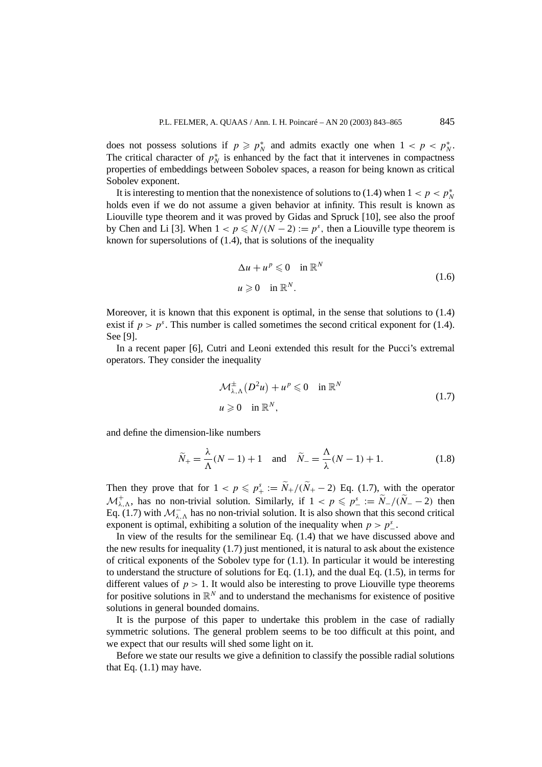does not possess solutions if $p \geqslant p_N^*$ and admits exactly one when $1 < p < p_N^*$. The critical character of $p_N^*$ is enhanced by the fact that it intervenes in compactness properties of embeddings between Sobolev spaces, a reason for being known as critical Sobolev exponent.

It is interesting to mention that the nonexistence of solutions to (1.4) when $1 < p < p_N^*$ holds even if we do not assume a given behavior at infinity. This result is known as Liouville type theorem and it was proved by Gidas and Spruck [10], see also the proof by Chen and Li [3]. When $1 < p \leqslant N/(N-2) := p^s$, then a Liouville type theorem is known for supersolutions of (1.4), that is solutions of the inequality

$$
\begin{aligned}
&\Delta u + u^p \leqslant 0 \quad \text{in } \mathbb{R}^N \\
&u \geqslant 0 \quad \text{in } \mathbb{R}^N.
\end{aligned}
\tag{1.6}
$$

Moreover, it is known that this exponent is optimal, in the sense that solutions to (1.4) exist if $p > p^s$. This number is called sometimes the second critical exponent for (1.4). See [9].

In a recent paper [6], Cutri and Leoni extended this result for the Pucci's extremal operators. They consider the inequality

$$
\begin{aligned}
&\mathcal{M}^{\pm}_{\lambda,\Lambda}(D^2 u) + u^p \leqslant 0 \quad \text{in } \mathbb{R}^N \\
&u \geqslant 0 \quad \text{in } \mathbb{R}^N,
\end{aligned}
\tag{1.7}
$$

and define the dimension-like numbers

$$
\widetilde{N}_+ = \frac{\lambda}{\Lambda}(N-1) + 1 \quad \text{and} \quad \widetilde{N}_- = \frac{\Lambda}{\lambda}(N-1) + 1. \tag{1.8}
$$

Then they prove that for $1 < p \leqslant p_+^s := \widetilde{N}_+/(\widetilde{N}_+ - 2)$ Eq. (1.7), with the operator $\mathcal{M}^+_{\lambda,\Lambda}$, has no non-trivial solution. Similarly, if $1 < p \leqslant p_-^s := \widetilde{N}_-/(\widetilde{N}_- - 2)$ then Eq. (1.7) with $\mathcal{M}^-_{\lambda,\Lambda}$ has no non-trivial solution. It is also shown that this second critical exponent is optimal, exhibiting a solution of the inequality when $p > p_-^s$.

In view of the results for the semilinear Eq. (1.4) that we have discussed above and the new results for inequality (1.7) just mentioned, it is natural to ask about the existence of critical exponents of the Sobolev type for (1.1). In particular it would be interesting to understand the structure of solutions for Eq. (1.1), and the dual Eq. (1.5), in terms for different values of $p > 1$. It would also be interesting to prove Liouville type theorems for positive solutions in $\mathbb{R}^N$ and to understand the mechanisms for existence of positive solutions in general bounded domains.

It is the purpose of this paper to undertake this problem in the case of radially symmetric solutions. The general problem seems to be too difficult at this point, and we expect that our results will shed some light on it.

Before we state our results we give a definition to classify the possible radial solutions that Eq. (1.1) may have.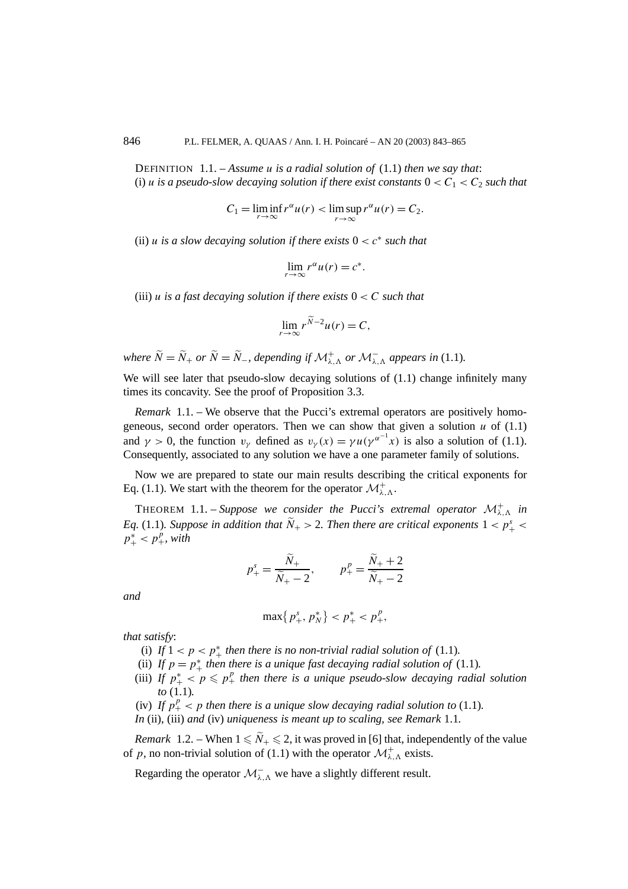DEFINITION 1.1. – *Assume $u$ is a radial solution of* (1.1) *then we say that*:
(i) *$u$ is a pseudo-slow decaying solution if there exist constants $0 < C_1 < C_2$ such that*

$$C_1 = \liminf_{r\to\infty} r^\alpha u(r) < \limsup_{r\to\infty} r^\alpha u(r) = C_2.$$

(ii) *$u$ is a slow decaying solution if there exists $0 < c^*$ such that*

$$\lim_{r\to\infty} r^\alpha u(r) = c^*.$$

(iii) *$u$ is a fast decaying solution if there exists $0 < C$ such that*

$$\lim_{r\to\infty} r^{\widetilde{N}-2} u(r) = C,$$

*where $\widetilde{N} = \widetilde{N}_+$ or $\widetilde{N} = \widetilde{N}_-$, depending if $\mathcal{M}^+_{\lambda,\Lambda}$ or $\mathcal{M}^-_{\lambda,\Lambda}$ appears in* (1.1)*.*

We will see later that pseudo-slow decaying solutions of (1.1) change infinitely many times its concavity. See the proof of Proposition 3.3.

*Remark* 1.1. – We observe that the Pucci's extremal operators are positively homogeneous, second order operators. Then we can show that given a solution $u$ of (1.1) and $\gamma > 0$, the function $v_\gamma$ defined as $v_\gamma(x) = \gamma u(\gamma^{\alpha^{-1}} x)$ is also a solution of (1.1). Consequently, associated to any solution we have a one parameter family of solutions.

Now we are prepared to state our main results describing the critical exponents for Eq. (1.1). We start with the theorem for the operator $\mathcal{M}^+_{\lambda,\Lambda}$.

THEOREM 1.1. – *Suppose we consider the Pucci's extremal operator $\mathcal{M}^+_{\lambda,\Lambda}$ in Eq.* (1.1)*. Suppose in addition that $\widetilde{N}_+ > 2$. Then there are critical exponents $1 < p^s_+ < p^*_+ < p^p_+$, with*

$$p^s_+ = \frac{\widetilde{N}_+}{\widetilde{N}_+ - 2}, \qquad p^p_+ = \frac{\widetilde{N}_+ + 2}{\widetilde{N}_+ - 2}$$

*and*

$$\max\{p^s_+, p^*_N\} < p^*_+ < p^p_+,$$

*that satisfy*:

(i) *If $1 < p < p^*_+$ then there is no non-trivial radial solution of* (1.1)*.*
(ii) *If $p = p^*_+$ then there is a unique fast decaying radial solution of* (1.1)*.*
(iii) *If $p^*_+ < p \leqslant p^p_+$ then there is a unique pseudo-slow decaying radial solution to* (1.1)*.*
(iv) *If $p^p_+ < p$ then there is a unique slow decaying radial solution to* (1.1)*.*
*In* (ii), (iii) *and* (iv) *uniqueness is meant up to scaling, see Remark* 1.1*.*

*Remark* 1.2. – When $1 \leqslant \widetilde{N}_+ \leqslant 2$, it was proved in [6] that, independently of the value of $p$, no non-trivial solution of (1.1) with the operator $\mathcal{M}^+_{\lambda,\Lambda}$ exists.

Regarding the operator $\mathcal{M}^-_{\lambda,\Lambda}$ we have a slightly different result.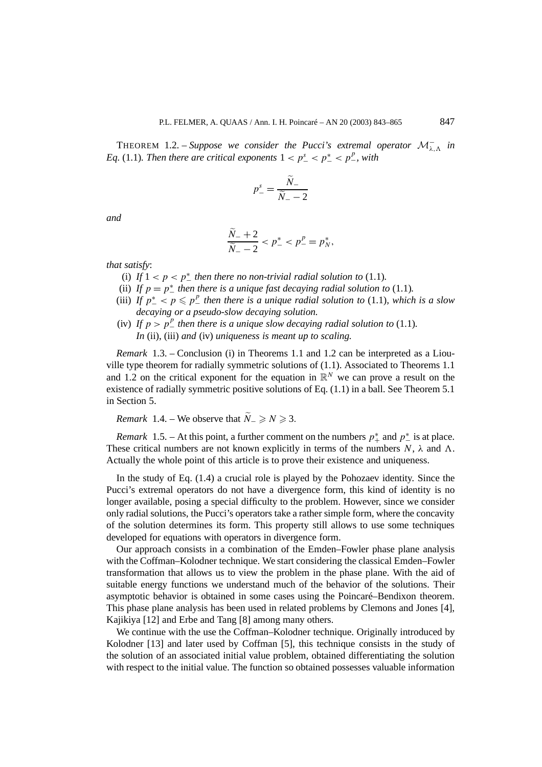THEOREM 1.2. – *Suppose we consider the Pucci's extremal operator $\mathcal{M}^-_{\lambda,\Lambda}$ in Eq.* (1.1)*. Then there are critical exponents $1 < p^s_- < p^*_- < p^p_-$, with*

$$p^s_- = \frac{\widetilde{N}_-}{\widetilde{N}_- - 2}$$

*and*

$$\frac{\widetilde{N}_- + 2}{\widetilde{N}_- - 2} < p^*_- < p^p_- = p^*_N,$$

*that satisfy*:

- (i) *If $1 < p < p^*_-$ then there no non-trivial radial solution to* (1.1)*.*
- (ii) *If $p = p^*_-$ then there is a unique fast decaying radial solution to* (1.1)*.*
- (iii) *If $p^*_- < p \leqslant p^p_-$ then there is a unique radial solution to* (1.1)*, which is a slow decaying or a pseudo-slow decaying solution.*
- (iv) *If $p > p^p_-$ then there is a unique slow decaying radial solution to* (1.1)*.*
  *In* (ii), (iii) *and* (iv) *uniqueness is meant up to scaling.*

*Remark* 1.3. – Conclusion (i) in Theorems 1.1 and 1.2 can be interpreted as a Liouville type theorem for radially symmetric solutions of (1.1). Associated to Theorems 1.1 and 1.2 on the critical exponent for the equation in $\mathbb{R}^N$ we can prove a result on the existence of radially symmetric positive solutions of Eq. (1.1) in a ball. See Theorem 5.1 in Section 5.

*Remark* 1.4. – We observe that $\widetilde{N}_- \geqslant N \geqslant 3$.

*Remark* 1.5. – At this point, a further comment on the numbers $p^*_+$ and $p^*_-$ is at place. These critical numbers are not known explicitly in terms of the numbers $N$, $\lambda$ and $\Lambda$. Actually the whole point of this article is to prove their existence and uniqueness.

In the study of Eq. (1.4) a crucial role is played by the Pohozaev identity. Since the Pucci's extremal operators do not have a divergence form, this kind of identity is no longer available, posing a special difficulty to the problem. However, since we consider only radial solutions, the Pucci's operators take a rather simple form, where the concavity of the solution determines its form. This property still allows to use some techniques developed for equations with operators in divergence form.

Our approach consists in a combination of the Emden–Fowler phase plane analysis with the Coffman–Kolodner technique. We start considering the classical Emden–Fowler transformation that allows us to view the problem in the phase plane. With the aid of suitable energy functions we understand much of the behavior of the solutions. Their asymptotic behavior is obtained in some cases using the Poincaré–Bendixon theorem. This phase plane analysis has been used in related problems by Clemons and Jones [4], Kajikiya [12] and Erbe and Tang [8] among many others.

We continue with the use the Coffman–Kolodner technique. Originally introduced by Kolodner [13] and later used by Coffman [5], this technique consists in the study of the solution of an associated initial value problem, obtained differentiating the solution with respect to the initial value. The function so obtained possesses valuable information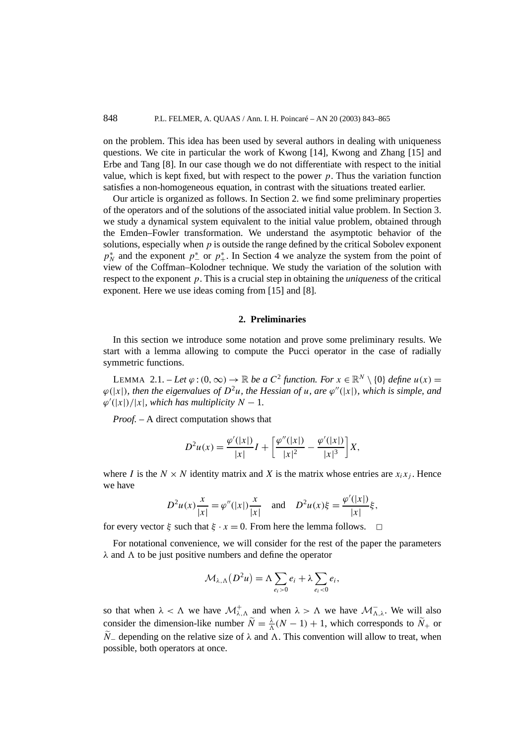on the problem. This idea has been used by several authors in dealing with uniqueness questions. We cite in particular the work of Kwong [14], Kwong and Zhang [15] and Erbe and Tang [8]. In our case though we do not differentiate with respect to the initial value, which is kept fixed, but with respect to the power $p$. Thus the variation function satisfies a non-homogeneous equation, in contrast with the situations treated earlier.

Our article is organized as follows. In Section 2. we find some preliminary properties of the operators and of the solutions of the associated initial value problem. In Section 3. we study a dynamical system equivalent to the initial value problem, obtained through the Emden–Fowler transformation. We understand the asymptotic behavior of the solutions, especially when $p$ is outside the range defined by the critical Sobolev exponent $p_N^*$ and the exponent $p_-^*$ or $p_+^*$. In Section 4 we analyze the system from the point of view of the Coffman–Kolodner technique. We study the variation of the solution with respect to the exponent $p$. This is a crucial step in obtaining the *uniqueness* of the critical exponent. Here we use ideas coming from [15] and [8].

## 2. Preliminaries

In this section we introduce some notation and prove some preliminary results. We start with a lemma allowing to compute the Pucci operator in the case of radially symmetric functions.

LEMMA 2.1. – *Let $\varphi:(0,\infty)\to\mathbb{R}$ be a $C^2$ function. For $x\in\mathbb{R}^N\setminus\{0\}$ define $u(x)=\varphi(|x|)$, then the eigenvalues of $D^2u$, the Hessian of $u$, are $\varphi''(|x|)$, which is simple, and $\varphi'(|x|)/|x|$, which has multiplicity $N-1$.*

*Proof.* – A direct computation shows that

$$D^2u(x)=\frac{\varphi'(|x|)}{|x|}I+\left[\frac{\varphi''(|x|)}{|x|^2}-\frac{\varphi'(|x|)}{|x|^3}\right]X,$$

where $I$ is the $N\times N$ identity matrix and $X$ is the matrix whose entries are $x_ix_j$. Hence we have

$$D^2u(x)\frac{x}{|x|}=\varphi''(|x|)\frac{x}{|x|}\quad\text{and}\quad D^2u(x)\xi=\frac{\varphi'(|x|)}{|x|}\xi,$$

for every vector $\xi$ such that $\xi\cdot x=0$. From here the lemma follows. □

For notational convenience, we will consider for the rest of the paper the parameters $\lambda$ and $\Lambda$ to be just positive numbers and define the operator

$$\mathcal{M}_{\lambda,\Lambda}\big(D^2u\big)=\Lambda\sum_{e_i>0}e_i+\lambda\sum_{e_i<0}e_i,$$

so that when $\lambda<\Lambda$ we have $\mathcal{M}^+_{\lambda,\Lambda}$ and when $\lambda>\Lambda$ we have $\mathcal{M}^-_{\Lambda,\lambda}$. We will also consider the dimension-like number $\widetilde{N}=\frac{\lambda}{\Lambda}(N-1)+1$, which corresponds to $\widetilde{N}_+$ or $\widetilde{N}_-$ depending on the relative size of $\lambda$ and $\Lambda$. This convention will allow to treat, when possible, both operators at once.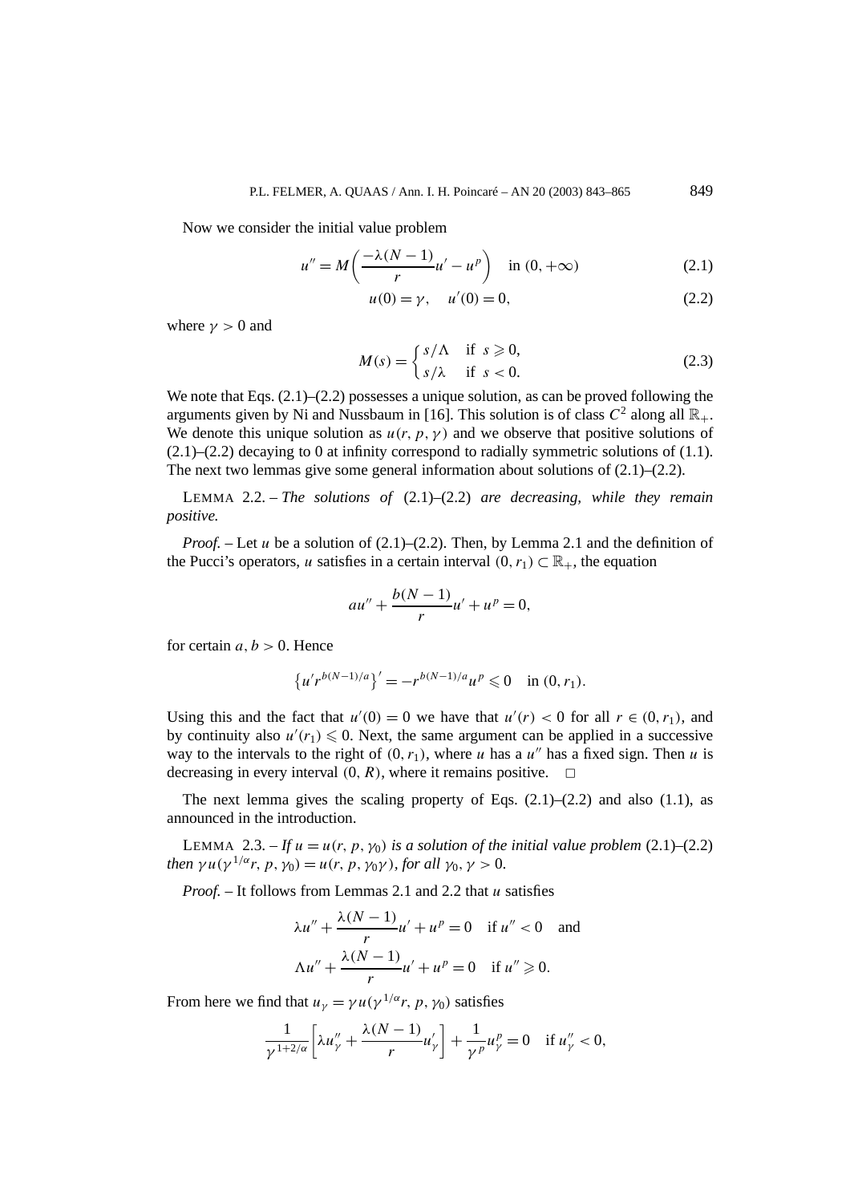Now we consider the initial value problem

$$u'' = M\left(\frac{-\lambda(N-1)}{r}u' - u^p\right) \quad \text{in } (0,+\infty) \tag{2.1}$$

$$u(0) = \gamma, \quad u'(0) = 0, \tag{2.2}$$

where $\gamma > 0$ and

$$M(s) = \begin{cases} s/\Lambda & \text{if } s \geqslant 0, \\ s/\lambda & \text{if } s < 0. \end{cases} \tag{2.3}$$

We note that Eqs. (2.1)–(2.2) possesses a unique solution, as can be proved following the arguments given by Ni and Nussbaum in [16]. This solution is of class $C^2$ along all $\mathbb{R}_+$. We denote this unique solution as $u(r,p,\gamma)$ and we observe that positive solutions of (2.1)–(2.2) decaying to 0 at infinity correspond to radially symmetric solutions of (1.1). The next two lemmas give some general information about solutions of (2.1)–(2.2).

LEMMA 2.2. – *The solutions of* (2.1)–(2.2) *are decreasing, while they remain positive.*

*Proof.* – Let $u$ be a solution of (2.1)–(2.2). Then, by Lemma 2.1 and the definition of the Pucci's operators, $u$ satisfies in a certain interval $(0,r_1) \subset \mathbb{R}_+$, the equation

$$au'' + \frac{b(N-1)}{r}u' + u^p = 0,$$

for certain $a, b > 0$. Hence

$$\left\{u' r^{b(N-1)/a}\right\}' = -r^{b(N-1)/a}u^p \leqslant 0 \quad \text{in } (0,r_1).$$

Using this and the fact that $u'(0) = 0$ we have that $u'(r) < 0$ for all $r \in (0,r_1)$, and by continuity also $u'(r_1) \leqslant 0$. Next, the same argument can be applied in a successive way to the intervals to the right of $(0,r_1)$, where $u$ has a $u''$ has a fixed sign. Then $u$ is decreasing in every interval $(0,R)$, where it remains positive. $\square$

The next lemma gives the scaling property of Eqs. (2.1)–(2.2) and also (1.1), as announced in the introduction.

LEMMA 2.3. – *If $u = u(r,p,\gamma_0)$ is a solution of the initial value problem* (2.1)–(2.2) *then $\gamma u(\gamma^{1/\alpha}r, p, \gamma_0) = u(r,p,\gamma_0\gamma)$, for all $\gamma_0, \gamma > 0$.*

*Proof.* – It follows from Lemmas 2.1 and 2.2 that $u$ satisfies

$$\lambda u'' + \frac{\lambda(N-1)}{r}u' + u^p = 0 \quad \text{if } u'' < 0 \quad \text{and}$$

$$\Lambda u'' + \frac{\lambda(N-1)}{r}u' + u^p = 0 \quad \text{if } u'' \geqslant 0.$$

From here we find that $u_\gamma = \gamma u(\gamma^{1/\alpha}r, p, \gamma_0)$ satisfies

$$\frac{1}{\gamma^{1+2/\alpha}}\left[\lambda u_\gamma'' + \frac{\lambda(N-1)}{r}u_\gamma'\right] + \frac{1}{\gamma^p}u_\gamma^p = 0 \quad \text{if } u_\gamma'' < 0,$$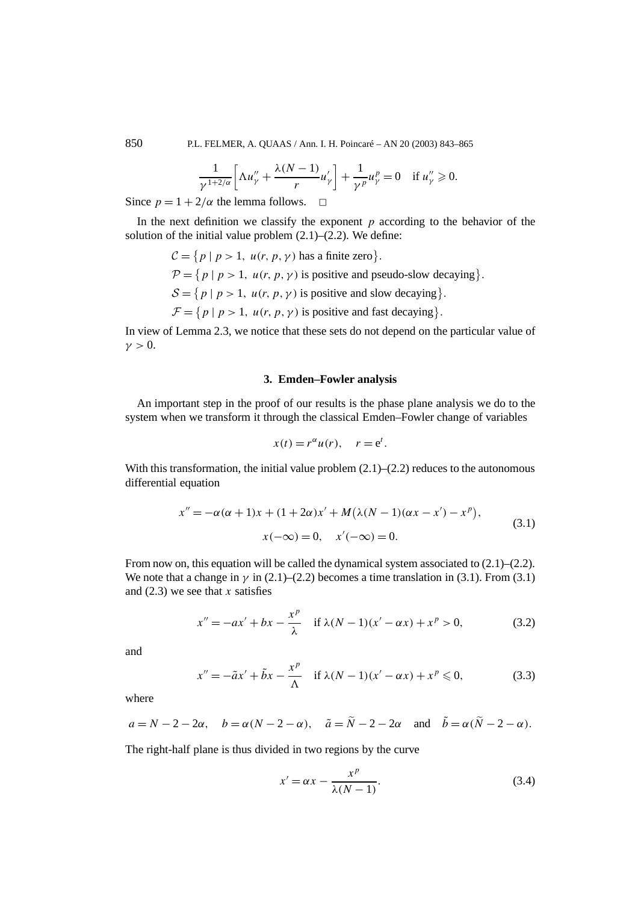$$\frac{1}{\gamma^{1+2/\alpha}}\left[\Lambda u_\gamma'' + \frac{\lambda(N-1)}{r}u_\gamma'\right] + \frac{1}{\gamma^p}u_\gamma^p = 0 \quad \text{if } u_\gamma'' \geqslant 0.$$

Since $p = 1 + 2/\alpha$ the lemma follows. $\square$

In the next definition we classify the exponent $p$ according to the behavior of the solution of the initial value problem (2.1)–(2.2). We define:

$\mathcal{C} = \{p \mid p > 1,\ u(r, p, \gamma) \text{ has a finite zero}\}$.

$\mathcal{P} = \{p \mid p > 1,\ u(r, p, \gamma) \text{ is positive and pseudo-slow decaying}\}$.

$\mathcal{S} = \{p \mid p > 1,\ u(r, p, \gamma) \text{ is positive and slow decaying}\}$.

$\mathcal{F} = \{p \mid p > 1,\ u(r, p, \gamma) \text{ is positive and fast decaying}\}$.

In view of Lemma 2.3, we notice that these sets do not depend on the particular value of $\gamma > 0$.

## 3. Emden–Fowler analysis

An important step in the proof of our results is the phase plane analysis we do to the system when we transform it through the classical Emden–Fowler change of variables

$$x(t) = r^\alpha u(r), \quad r = \mathrm{e}^t.$$

With this transformation, the initial value problem (2.1)–(2.2) reduces to the autonomous differential equation

$$\begin{gathered} x'' = -\alpha(\alpha+1)x + (1+2\alpha)x' + M\big(\lambda(N-1)(\alpha x - x') - x^p\big), \\ x(-\infty) = 0, \quad x'(-\infty) = 0. \end{gathered} \tag{3.1}$$

From now on, this equation will be called the dynamical system associated to (2.1)–(2.2). We note that a change in $\gamma$ in (2.1)–(2.2) becomes a time translation in (3.1). From (3.1) and (2.3) we see that $x$ satisfies

$$x'' = -ax' + bx - \frac{x^p}{\lambda} \quad \text{if } \lambda(N-1)(x' - \alpha x) + x^p > 0, \tag{3.2}$$

and

$$x'' = -\tilde{a}x' + \tilde{b}x - \frac{x^p}{\Lambda} \quad \text{if } \lambda(N-1)(x' - \alpha x) + x^p \leqslant 0, \tag{3.3}$$

where

$$a = N - 2 - 2\alpha, \quad b = \alpha(N - 2 - \alpha), \quad \tilde{a} = \widetilde{N} - 2 - 2\alpha \quad \text{and} \quad \tilde{b} = \alpha(\widetilde{N} - 2 - \alpha).$$

The right-half plane is thus divided in two regions by the curve

$$x' = \alpha x - \frac{x^p}{\lambda(N-1)}. \tag{3.4}$$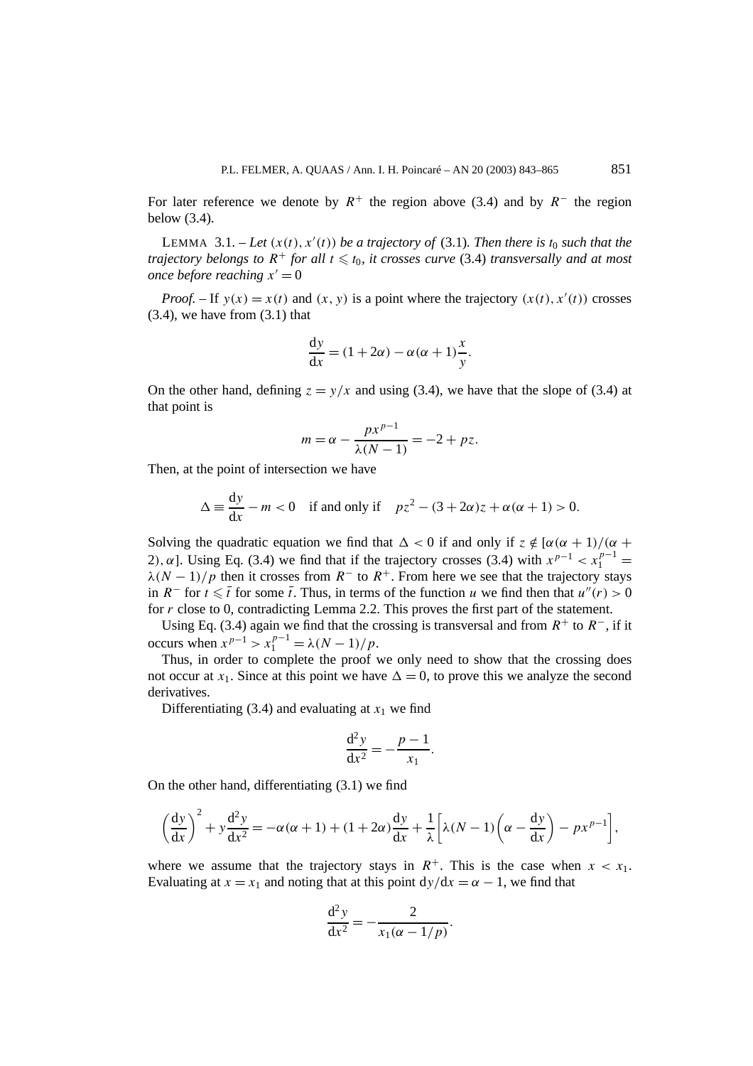For later reference we denote by $R^+$ the region above (3.4) and by $R^-$ the region below (3.4).

LEMMA 3.1. – *Let $(x(t), x'(t))$ be a trajectory of* (3.1). *Then there is $t_0$ such that the trajectory belongs to $R^+$ for all $t \leqslant t_0$, it crosses curve* (3.4) *transversally and at most once before reaching $x' = 0$*

*Proof.* – If $y(x) = x(t)$ and $(x, y)$ is a point where the trajectory $(x(t), x'(t))$ crosses (3.4), we have from (3.1) that

$$\frac{\mathrm{d}y}{\mathrm{d}x} = (1 + 2\alpha) - \alpha(\alpha + 1)\frac{x}{y}.$$

On the other hand, defining $z = y/x$ and using (3.4), we have that the slope of (3.4) at that point is

$$m = \alpha - \frac{px^{p-1}}{\lambda(N-1)} = -2 + pz.$$

Then, at the point of intersection we have

$$\Delta \equiv \frac{\mathrm{d}y}{\mathrm{d}x} - m < 0 \quad \text{if and only if} \quad pz^2 - (3 + 2\alpha)z + \alpha(\alpha + 1) > 0.$$

Solving the quadratic equation we find that $\Delta < 0$ if and only if $z \notin [\alpha(\alpha + 1)/(\alpha + 2), \alpha]$. Using Eq. (3.4) we find that if the trajectory crosses (3.4) with $x^{p-1} < x_1^{p-1} = \lambda(N-1)/p$ then it crosses from $R^-$ to $R^+$. From here we see that the trajectory stays in $R^-$ for $t \leqslant \bar{t}$ for some $\bar{t}$. Thus, in terms of the function $u$ we find then that $u''(r) > 0$ for $r$ close to 0, contradicting Lemma 2.2. This proves the first part of the statement.

Using Eq. (3.4) again we find that the crossing is transversal and from $R^+$ to $R^-$, if it occurs when $x^{p-1} > x_1^{p-1} = \lambda(N-1)/p$.

Thus, in order to complete the proof we only need to show that the crossing does not occur at $x_1$. Since at this point we have $\Delta = 0$, to prove this we analyze the second derivatives.

Differentiating (3.4) and evaluating at $x_1$ we find

$$\frac{\mathrm{d}^2y}{\mathrm{d}x^2} = -\frac{p-1}{x_1}.$$

On the other hand, differentiating (3.1) we find

$$\left(\frac{\mathrm{d}y}{\mathrm{d}x}\right)^2 + y\frac{\mathrm{d}^2y}{\mathrm{d}x^2} = -\alpha(\alpha + 1) + (1 + 2\alpha)\frac{\mathrm{d}y}{\mathrm{d}x} + \frac{1}{\lambda}\left[\lambda(N-1)\left(\alpha - \frac{\mathrm{d}y}{\mathrm{d}x}\right) - px^{p-1}\right],$$

where we assume that the trajectory stays in $R^+$. This is the case when $x < x_1$. Evaluating at $x = x_1$ and noting that at this point $\mathrm{d}y/\mathrm{d}x = \alpha - 1$, we find that

$$\frac{\mathrm{d}^2y}{\mathrm{d}x^2} = -\frac{2}{x_1(\alpha - 1/p)}.$$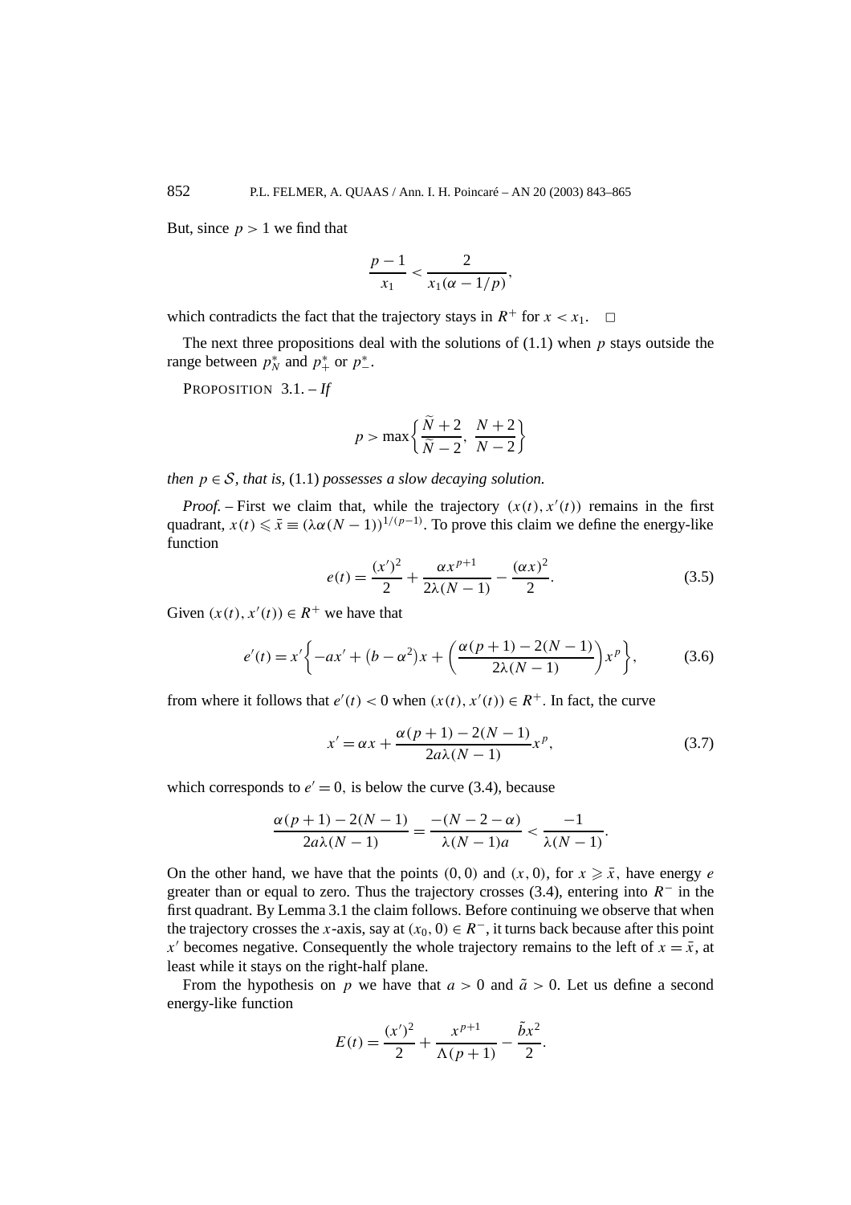But, since $p > 1$ we find that

$$\frac{p-1}{x_1} < \frac{2}{x_1(\alpha - 1/p)},$$

which contradicts the fact that the trajectory stays in $R^+$ for $x < x_1$. $\square$

The next three propositions deal with the solutions of (1.1) when $p$ stays outside the range between $p_N^*$ and $p_+^*$ or $p_-^*$.

PROPOSITION 3.1. – *If*

$$p > \max\left\{\frac{\widetilde{N}+2}{\widetilde{N}-2},\ \frac{N+2}{N-2}\right\}$$

*then $p \in \mathcal{S}$, that is,* (1.1) *possesses a slow decaying solution.*

*Proof.* – First we claim that, while the trajectory $(x(t), x'(t))$ remains in the first quadrant, $x(t) \leqslant \bar{x} \equiv (\lambda\alpha(N-1))^{1/(p-1)}$. To prove this claim we define the energy-like function

$$e(t) = \frac{(x')^2}{2} + \frac{\alpha x^{p+1}}{2\lambda(N-1)} - \frac{(\alpha x)^2}{2}. \tag{3.5}$$

Given $(x(t), x'(t)) \in R^+$ we have that

$$e'(t) = x'\left\{-ax' + \left(b - \alpha^2\right)x + \left(\frac{\alpha(p+1) - 2(N-1)}{2\lambda(N-1)}\right)x^p\right\}, \tag{3.6}$$

from where it follows that $e'(t) < 0$ when $(x(t), x'(t)) \in R^+$. In fact, the curve

$$x' = \alpha x + \frac{\alpha(p+1) - 2(N-1)}{2a\lambda(N-1)}x^p, \tag{3.7}$$

which corresponds to $e' = 0$, is below the curve (3.4), because

$$\frac{\alpha(p+1) - 2(N-1)}{2a\lambda(N-1)} = \frac{-(N-2-\alpha)}{\lambda(N-1)a} < \frac{-1}{\lambda(N-1)}.$$

On the other hand, we have that the points $(0, 0)$ and $(x, 0)$, for $x \geqslant \bar{x}$, have energy $e$ greater than or equal to zero. Thus the trajectory crosses (3.4), entering into $R^-$ in the first quadrant. By Lemma 3.1 the claim follows. Before continuing we observe that when the trajectory crosses the $x$-axis, say at $(x_0, 0) \in R^-$, it turns back because after this point $x'$ becomes negative. Consequently the whole trajectory remains to the left of $x = \bar{x}$, at least while it stays on the right-half plane.

From the hypothesis on $p$ we have that $a > 0$ and $\tilde{a} > 0$. Let us define a second energy-like function

$$E(t) = \frac{(x')^2}{2} + \frac{x^{p+1}}{\Lambda(p+1)} - \frac{\tilde{b}x^2}{2}.$$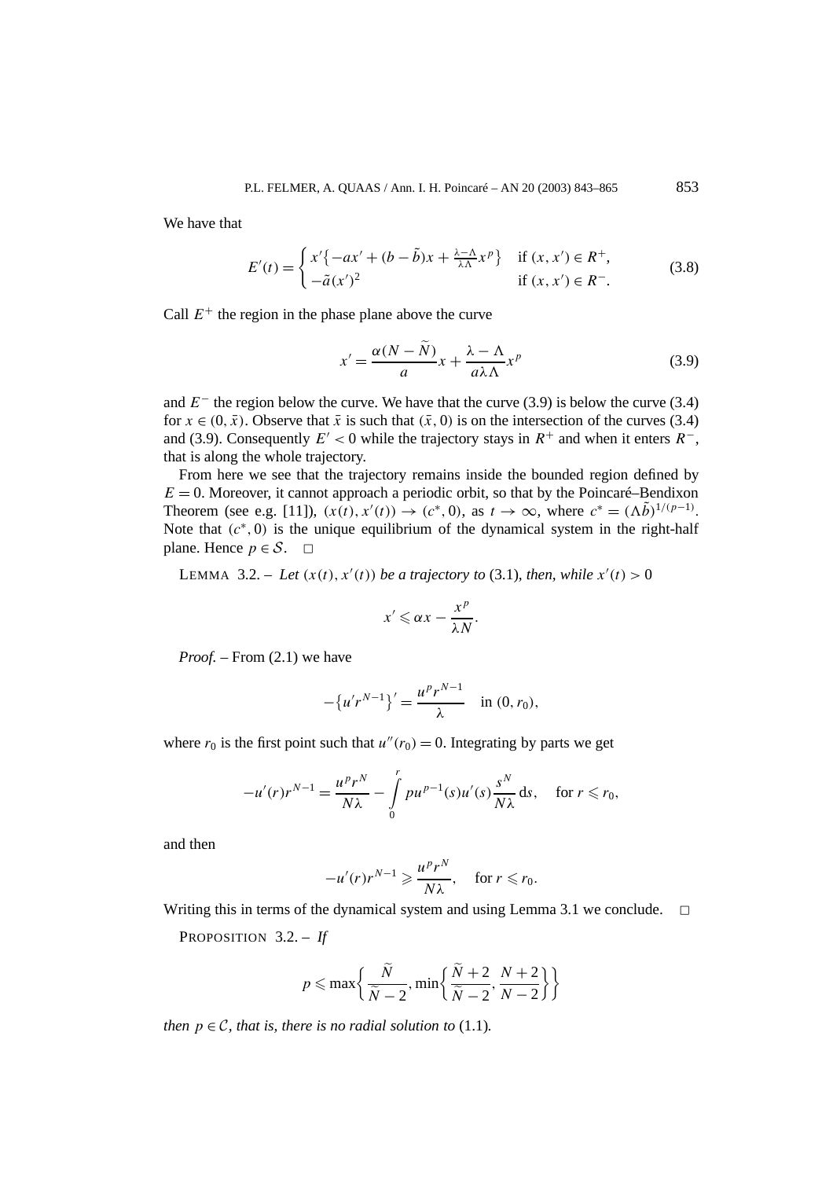We have that

$$E'(t) = \begin{cases} x'\{-ax' + (b - \tilde{b})x + \frac{\lambda - \Lambda}{\lambda\Lambda}x^p\} & \text{if } (x, x') \in R^+, \\ -\tilde{a}(x')^2 & \text{if } (x, x') \in R^-. \end{cases} \tag{3.8}$$

Call $E^+$ the region in the phase plane above the curve

$$x' = \frac{\alpha(N - \widetilde{N})}{a}x + \frac{\lambda - \Lambda}{a\lambda\Lambda}x^p \tag{3.9}$$

and $E^-$ the region below the curve. We have that the curve (3.9) is below the curve (3.4) for $x \in (0, \bar{x})$. Observe that $\bar{x}$ is such that $(\bar{x}, 0)$ is on the intersection of the curves (3.4) and (3.9). Consequently $E' < 0$ while the trajectory stays in $R^+$ and when it enters $R^-$, that is along the whole trajectory.

From here we see that the trajectory remains inside the bounded region defined by $E = 0$. Moreover, it cannot approach a periodic orbit, so that by the Poincaré–Bendixon Theorem (see e.g. [11]), $(x(t), x'(t)) \to (c^*, 0)$, as $t \to \infty$, where $c^* = (\Lambda\tilde{b})^{1/(p-1)}$. Note that $(c^*, 0)$ is the unique equilibrium of the dynamical system in the right-half plane. Hence $p \in \mathcal{S}$. □

LEMMA 3.2. – *Let $(x(t), x'(t))$ be a trajectory to* (3.1), *then, while $x'(t) > 0$*

$$x' \leqslant \alpha x - \frac{x^p}{\lambda N}.$$

*Proof.* – From (2.1) we have

$$-\{u'r^{N-1}\}' = \frac{u^p r^{N-1}}{\lambda} \quad \text{in } (0, r_0),$$

where $r_0$ is the first point such that $u''(r_0) = 0$. Integrating by parts we get

$$-u'(r)r^{N-1} = \frac{u^p r^N}{N\lambda} - \int_0^r pu^{p-1}(s)u'(s)\frac{s^N}{N\lambda}\,\mathrm{d}s, \quad \text{for } r \leqslant r_0,$$

and then

$$-u'(r)r^{N-1} \geqslant \frac{u^p r^N}{N\lambda}, \quad \text{for } r \leqslant r_0.$$

Writing this in terms of the dynamical system and using Lemma 3.1 we conclude. □

PROPOSITION 3.2. – *If*

$$p \leqslant \max\left\{\frac{\widetilde{N}}{\widetilde{N} - 2}, \min\left\{\frac{\widetilde{N} + 2}{\widetilde{N} - 2}, \frac{N + 2}{N - 2}\right\}\right\}$$

*then $p \in \mathcal{C}$, that is, there is no radial solution to* (1.1).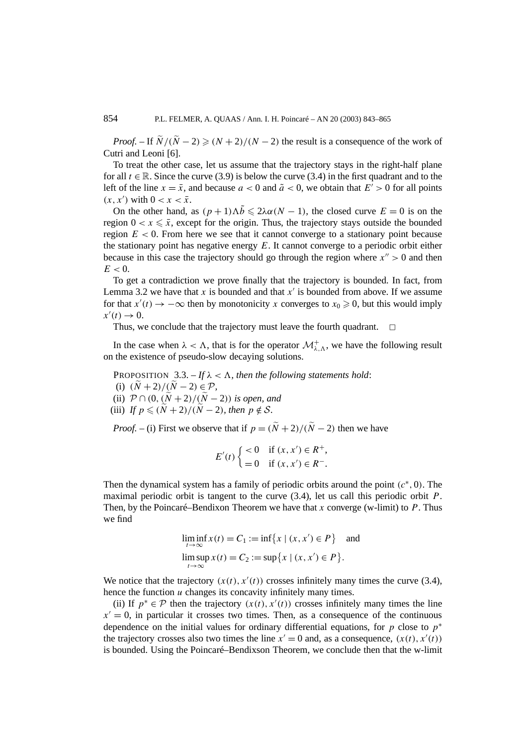*Proof.* – If $\widetilde{N}/(\widetilde{N}-2) \geqslant (N+2)/(N-2)$ the result is a consequence of the work of Cutri and Leoni [6].

To treat the other case, let us assume that the trajectory stays in the right-half plane for all $t \in \mathbb{R}$. Since the curve (3.9) is below the curve (3.4) in the first quadrant and to the left of the line $x = \bar{x}$, and because $a < 0$ and $\tilde{a} < 0$, we obtain that $E' > 0$ for all points $(x, x')$ with $0 < x < \bar{x}$.

On the other hand, as $(p+1)\Lambda\tilde{b} \leqslant 2\lambda\alpha(N-1)$, the closed curve $E = 0$ is on the region $0 < x \leqslant \bar{x}$, except for the origin. Thus, the trajectory stays outside the bounded region $E < 0$. From here we see that it cannot converge to a stationary point because the stationary point has negative energy $E$. It cannot converge to a periodic orbit either because in this case the trajectory should go through the region where $x'' > 0$ and then $E < 0$.

To get a contradiction we prove finally that the trajectory is bounded. In fact, from Lemma 3.2 we have that $x$ is bounded and that $x'$ is bounded from above. If we assume for that $x'(t) \to -\infty$ then by monotonicity $x$ converges to $x_0 \geqslant 0$, but this would imply $x'(t) \to 0$.

Thus, we conclude that the trajectory must leave the fourth quadrant. $\square$

In the case when $\lambda < \Lambda$, that is for the operator $\mathcal{M}^+_{\lambda,\Lambda}$, we have the following result on the existence of pseudo-slow decaying solutions.

PROPOSITION 3.3. – *If $\lambda < \Lambda$, then the following statements hold*:

(i) $(\widetilde{N}+2)/(\widetilde{N}-2) \in \mathcal{P}$,

(ii) $\mathcal{P} \cap (0, (\widetilde{N}+2)/(\widetilde{N}-2))$ *is open, and*

(iii) *If $p \leqslant (\widetilde{N}+2)/(\widetilde{N}-2)$, then $p \notin \mathcal{S}$.*

*Proof.* – (i) First we observe that if $p = (\widetilde{N}+2)/(\widetilde{N}-2)$ then we have

$$E'(t) \begin{cases} < 0 & \text{if } (x, x') \in R^+, \\ = 0 & \text{if } (x, x') \in R^-. \end{cases}$$

Then the dynamical system has a family of periodic orbits around the point $(c^*, 0)$. The maximal periodic orbit is tangent to the curve (3.4), let us call this periodic orbit $P$. Then, by the Poincaré–Bendixon Theorem we have that $x$ converge (w-limit) to $P$. Thus we find

$$\liminf_{t\to\infty} x(t) = C_1 := \inf\{x \mid (x, x') \in P\} \quad \text{and}$$
$$\limsup_{t\to\infty} x(t) = C_2 := \sup\{x \mid (x, x') \in P\}.$$

We notice that the trajectory $(x(t), x'(t))$ crosses infinitely many times the curve (3.4), hence the function $u$ changes its concavity infinitely many times.

(ii) If $p^* \in \mathcal{P}$ then the trajectory $(x(t), x'(t))$ crosses infinitely many times the line $x' = 0$, in particular it crosses two times. Then, as a consequence of the continuous dependence on the initial values for ordinary differential equations, for $p$ close to $p^*$ the trajectory crosses also two times the line $x' = 0$ and, as a consequence, $(x(t), x'(t))$ is bounded. Using the Poincaré–Bendixson Theorem, we conclude then that the w-limit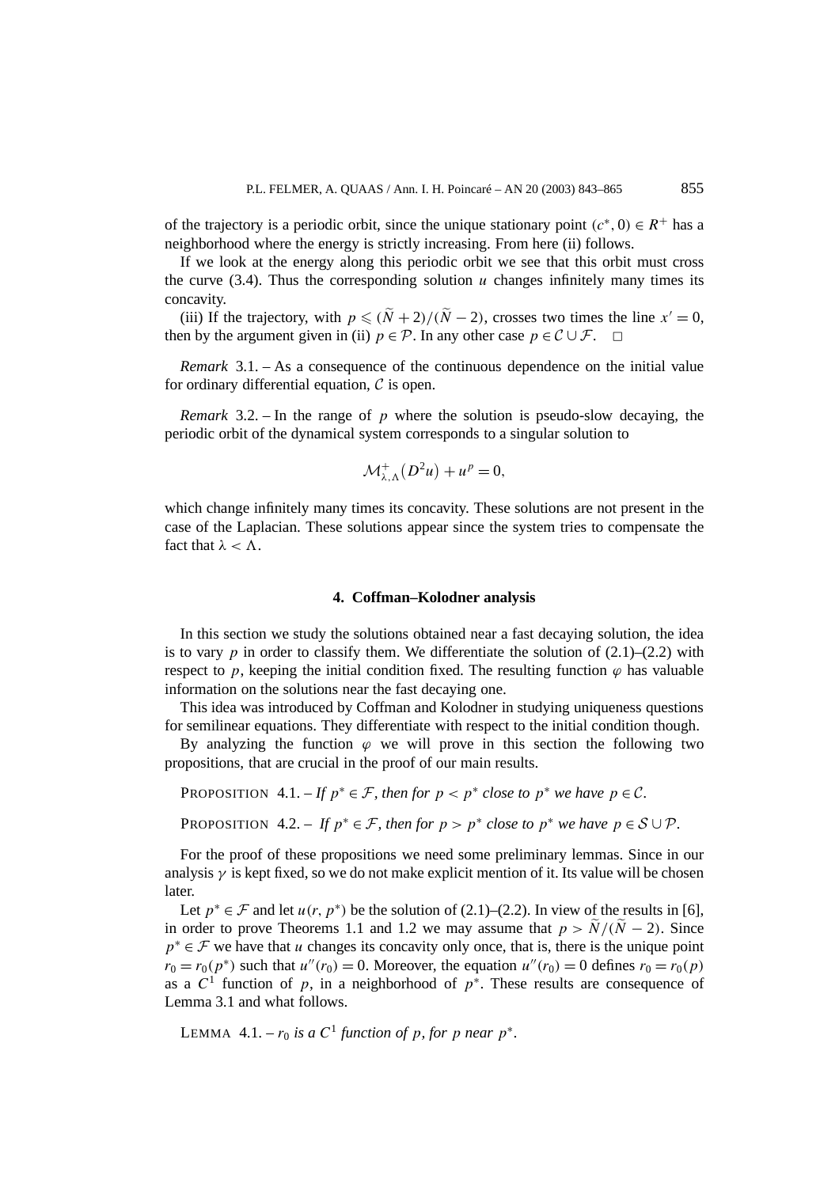of the trajectory is a periodic orbit, since the unique stationary point $(c^*, 0) \in R^+$ has a neighborhood where the energy is strictly increasing. From here (ii) follows.

If we look at the energy along this periodic orbit we see that this orbit must cross the curve (3.4). Thus the corresponding solution $u$ changes infinitely many times its concavity.

(iii) If the trajectory, with $p \leqslant (\widetilde{N}+2)/(\widetilde{N}-2)$, crosses two times the line $x' = 0$, then by the argument given in (ii) $p \in \mathcal{P}$. In any other case $p \in \mathcal{C} \cup \mathcal{F}$. $\square$

*Remark* 3.1. – As a consequence of the continuous dependence on the initial value for ordinary differential equation, $\mathcal{C}$ is open.

*Remark* 3.2. – In the range of $p$ where the solution is pseudo-slow decaying, the periodic orbit of the dynamical system corresponds to a singular solution to

$$\mathcal{M}^+_{\lambda,\Lambda}\big(D^2u\big) + u^p = 0,$$

which change infinitely many times its concavity. These solutions are not present in the case of the Laplacian. These solutions appear since the system tries to compensate the fact that $\lambda < \Lambda$.

## 4. Coffman–Kolodner analysis

In this section we study the solutions obtained near a fast decaying solution, the idea is to vary $p$ in order to classify them. We differentiate the solution of (2.1)–(2.2) with respect to $p$, keeping the initial condition fixed. The resulting function $\varphi$ has valuable information on the solutions near the fast decaying one.

This idea was introduced by Coffman and Kolodner in studying uniqueness questions for semilinear equations. They differentiate with respect to the initial condition though.

By analyzing the function $\varphi$ we will prove in this section the following two propositions, that are crucial in the proof of our main results.

PROPOSITION 4.1. – *If $p^* \in \mathcal{F}$, then for $p < p^*$ close to $p^*$ we have $p \in \mathcal{C}$.*

PROPOSITION 4.2. – *If $p^* \in \mathcal{F}$, then for $p > p^*$ close to $p^*$ we have $p \in \mathcal{S} \cup \mathcal{P}$.*

For the proof of these propositions we need some preliminary lemmas. Since in our analysis $\gamma$ is kept fixed, so we do not make explicit mention of it. Its value will be chosen later.

Let $p^* \in \mathcal{F}$ and let $u(r, p^*)$ be the solution of (2.1)–(2.2). In view of the results in [6], in order to prove Theorems 1.1 and 1.2 we may assume that $p > \widetilde{N}/(\widetilde{N}-2)$. Since $p^* \in \mathcal{F}$ we have that $u$ changes its concavity only once, that is, there is the unique point $r_0 = r_0(p^*)$ such that $u''(r_0) = 0$. Moreover, the equation $u''(r_0) = 0$ defines $r_0 = r_0(p)$ as a $C^1$ function of $p$, in a neighborhood of $p^*$. These results are consequence of Lemma 3.1 and what follows.

LEMMA 4.1. – *$r_0$ is a $C^1$ function of $p$, for $p$ near $p^*$.*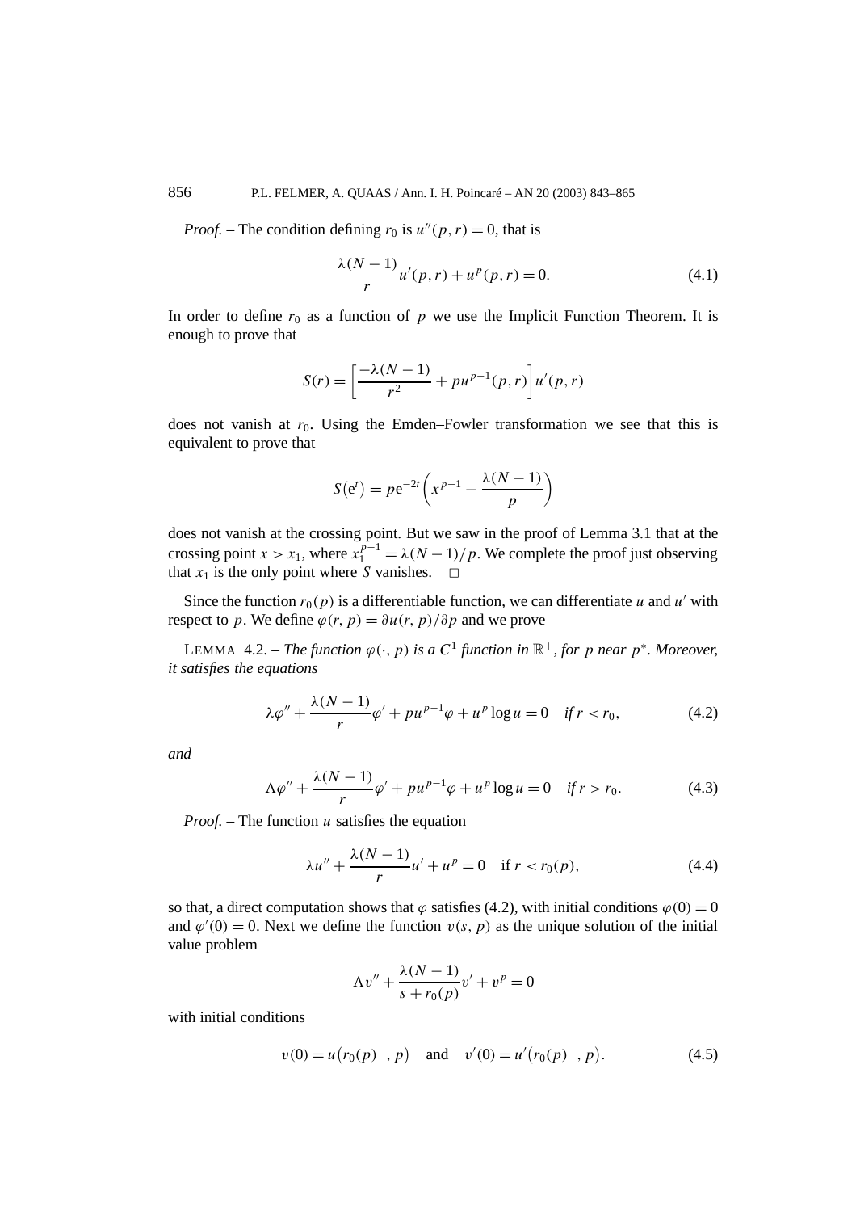*Proof.* – The condition defining $r_0$ is $u''(p,r) = 0$, that is

$$\frac{\lambda(N-1)}{r}u'(p,r) + u^p(p,r) = 0. \tag{4.1}$$

In order to define $r_0$ as a function of $p$ we use the Implicit Function Theorem. It is enough to prove that

$$S(r) = \left[\frac{-\lambda(N-1)}{r^2} + pu^{p-1}(p,r)\right]u'(p,r)$$

does not vanish at $r_0$. Using the Emden–Fowler transformation we see that this is equivalent to prove that

$$S(\mathrm{e}^t) = p\mathrm{e}^{-2t}\left(x^{p-1} - \frac{\lambda(N-1)}{p}\right)$$

does not vanish at the crossing point. But we saw in the proof of Lemma 3.1 that at the crossing point $x > x_1$, where $x_1^{p-1} = \lambda(N-1)/p$. We complete the proof just observing that $x_1$ is the only point where $S$ vanishes. $\square$

Since the function $r_0(p)$ is a differentiable function, we can differentiate $u$ and $u'$ with respect to $p$. We define $\varphi(r,p) = \partial u(r,p)/\partial p$ and we prove

LEMMA 4.2. – *The function $\varphi(\cdot,p)$ is a $C^1$ function in $\mathbb{R}^+$, for $p$ near $p^*$. Moreover, it satisfies the equations*

$$\lambda\varphi'' + \frac{\lambda(N-1)}{r}\varphi' + pu^{p-1}\varphi + u^p\log u = 0 \quad \textit{if } r < r_0, \tag{4.2}$$

*and*

$$\Lambda\varphi'' + \frac{\lambda(N-1)}{r}\varphi' + pu^{p-1}\varphi + u^p\log u = 0 \quad \textit{if } r > r_0. \tag{4.3}$$

*Proof.* – The function $u$ satisfies the equation

$$\lambda u'' + \frac{\lambda(N-1)}{r}u' + u^p = 0 \quad \text{if } r < r_0(p), \tag{4.4}$$

so that, a direct computation shows that $\varphi$ satisfies (4.2), with initial conditions $\varphi(0) = 0$ and $\varphi'(0) = 0$. Next we define the function $v(s,p)$ as the unique solution of the initial value problem

$$\Lambda v'' + \frac{\lambda(N-1)}{s + r_0(p)}v' + v^p = 0$$

with initial conditions

$$v(0) = u\big(r_0(p)^-, p\big) \quad \text{and} \quad v'(0) = u'\big(r_0(p)^-, p\big). \tag{4.5}$$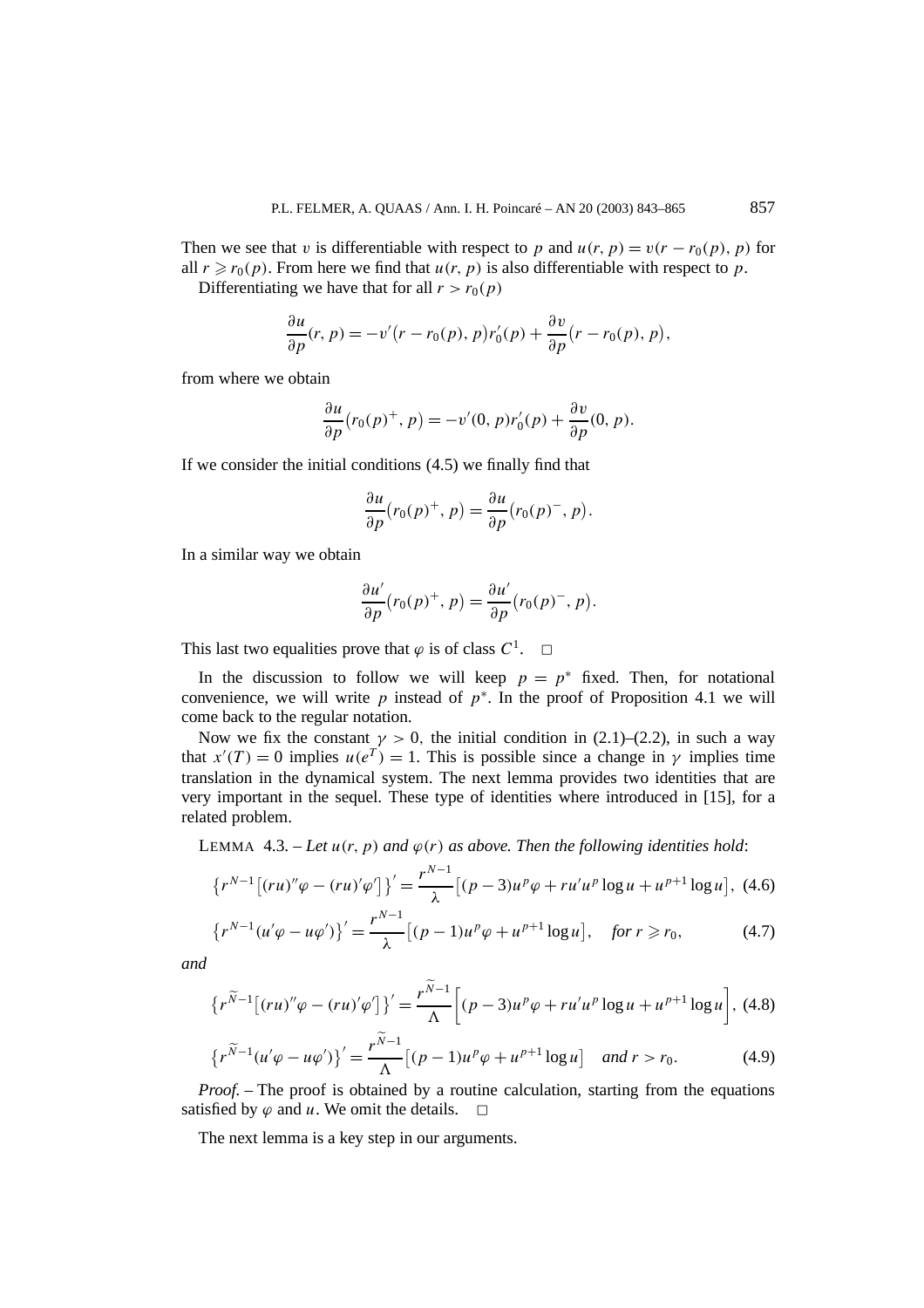Then we see that $v$ is differentiable with respect to $p$ and $u(r,p) = v(r - r_0(p), p)$ for all $r \geqslant r_0(p)$. From here we find that $u(r,p)$ is also differentiable with respect to $p$.

Differentiating we have that for all $r > r_0(p)$

$$\frac{\partial u}{\partial p}(r,p) = -v'\big(r - r_0(p), p\big)r_0'(p) + \frac{\partial v}{\partial p}\big(r - r_0(p), p\big),$$

from where we obtain

$$\frac{\partial u}{\partial p}\big(r_0(p)^+, p\big) = -v'(0,p)r_0'(p) + \frac{\partial v}{\partial p}(0,p).$$

If we consider the initial conditions (4.5) we finally find that

$$\frac{\partial u}{\partial p}\big(r_0(p)^+, p\big) = \frac{\partial u}{\partial p}\big(r_0(p)^-, p\big).$$

In a similar way we obtain

$$\frac{\partial u'}{\partial p}\big(r_0(p)^+, p\big) = \frac{\partial u'}{\partial p}\big(r_0(p)^-, p\big).$$

This last two equalities prove that $\varphi$ is of class $C^1$. $\square$

In the discussion to follow we will keep $p = p^*$ fixed. Then, for notational convenience, we will write $p$ instead of $p^*$. In the proof of Proposition 4.1 we will come back to the regular notation.

Now we fix the constant $\gamma > 0$, the initial condition in (2.1)–(2.2), in such a way that $x'(T) = 0$ implies $u(e^T) = 1$. This is possible since a change in $\gamma$ implies time translation in the dynamical system. The next lemma provides two identities that are very important in the sequel. These type of identities where introduced in [15], for a related problem.

LEMMA 4.3. – *Let $u(r,p)$ and $\varphi(r)$ as above. Then the following identities hold*:

$$\big\{r^{N-1}\big[(ru)''\varphi - (ru)'\varphi'\big]\big\}' = \frac{r^{N-1}}{\lambda}\big[(p-3)u^p\varphi + ru'u^p\log u + u^{p+1}\log u\big], \quad (4.6)$$

$$\big\{r^{N-1}(u'\varphi - u\varphi')\big\}' = \frac{r^{N-1}}{\lambda}\big[(p-1)u^p\varphi + u^{p+1}\log u\big], \quad \text{for } r \geqslant r_0, \quad (4.7)$$

*and*

$$\big\{r^{\widetilde{N}-1}\big[(ru)''\varphi - (ru)'\varphi'\big]\big\}' = \frac{r^{\widetilde{N}-1}}{\Lambda}\Big[(p-3)u^p\varphi + ru'u^p\log u + u^{p+1}\log u\Big], \quad (4.8)$$

$$\big\{r^{\widetilde{N}-1}(u'\varphi - u\varphi')\big\}' = \frac{r^{\widetilde{N}-1}}{\Lambda}\big[(p-1)u^p\varphi + u^{p+1}\log u\big] \quad \text{and } r > r_0. \quad (4.9)$$

*Proof.* – The proof is obtained by a routine calculation, starting from the equations satisfied by $\varphi$ and $u$. We omit the details. $\square$

The next lemma is a key step in our arguments.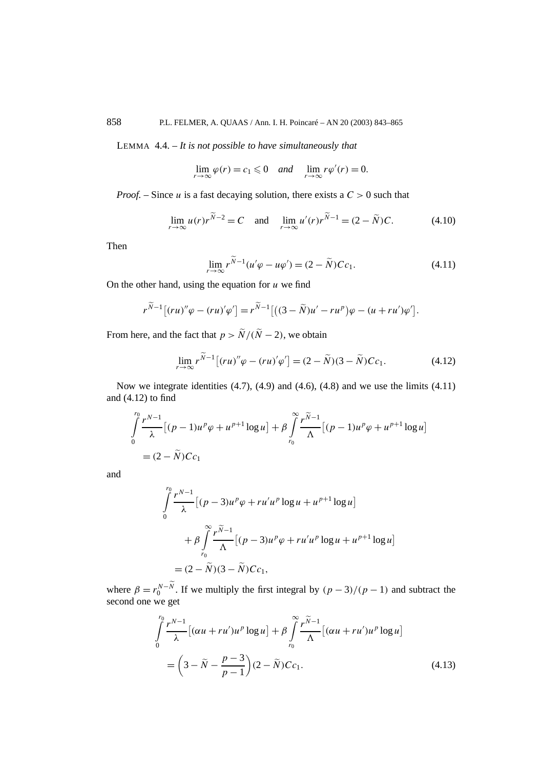LEMMA 4.4. – *It is not possible to have simultaneously that*

$$\lim_{r\to\infty}\varphi(r)=c_1\leqslant 0 \quad \textit{and} \quad \lim_{r\to\infty} r\varphi'(r)=0.$$

*Proof.* – Since $u$ is a fast decaying solution, there exists a $C>0$ such that

$$\lim_{r\to\infty}u(r)r^{\widetilde{N}-2}=C \quad \text{and} \quad \lim_{r\to\infty}u'(r)r^{\widetilde{N}-1}=(2-\widetilde{N})C. \tag{4.10}$$

Then

$$\lim_{r\to\infty}r^{\widetilde{N}-1}(u'\varphi-u\varphi')=(2-\widetilde{N})Cc_1. \tag{4.11}$$

On the other hand, using the equation for $u$ we find

$$r^{\widetilde{N}-1}\big[(ru)''\varphi-(ru)'\varphi'\big]=r^{\widetilde{N}-1}\big[\big((3-\widetilde{N})u'-ru^p\big)\varphi-(u+ru')\varphi'\big].$$

From here, and the fact that $p>\widetilde{N}/(\widetilde{N}-2)$, we obtain

$$\lim_{r\to\infty}r^{\widetilde{N}-1}\big[(ru)''\varphi-(ru)'\varphi'\big]=(2-\widetilde{N})(3-\widetilde{N})Cc_1. \tag{4.12}$$

Now we integrate identities (4.7), (4.9) and (4.6), (4.8) and we use the limits (4.11) and (4.12) to find

$$\int_0^{r_0}\frac{r^{N-1}}{\lambda}\big[(p-1)u^p\varphi+u^{p+1}\log u\big]+\beta\int_{r_0}^{\infty}\frac{r^{\widetilde{N}-1}}{\Lambda}\big[(p-1)u^p\varphi+u^{p+1}\log u\big]$$
$$=(2-\widetilde{N})Cc_1$$

and

$$\int_0^{r_0}\frac{r^{N-1}}{\lambda}\big[(p-3)u^p\varphi+ru'u^p\log u+u^{p+1}\log u\big]$$
$$+\beta\int_{r_0}^{\infty}\frac{r^{\widetilde{N}-1}}{\Lambda}\big[(p-3)u^p\varphi+ru'u^p\log u+u^{p+1}\log u\big]$$
$$=(2-\widetilde{N})(3-\widetilde{N})Cc_1,$$

where $\beta=r_0^{N-\widetilde{N}}$. If we multiply the first integral by $(p-3)/(p-1)$ and subtract the second one we get

$$\int_0^{r_0}\frac{r^{N-1}}{\lambda}\big[(\alpha u+ru')u^p\log u\big]+\beta\int_{r_0}^{\infty}\frac{r^{\widetilde{N}-1}}{\Lambda}\big[(\alpha u+ru')u^p\log u\big]$$
$$=\left(3-\widetilde{N}-\frac{p-3}{p-1}\right)(2-\widetilde{N})Cc_1. \tag{4.13}$$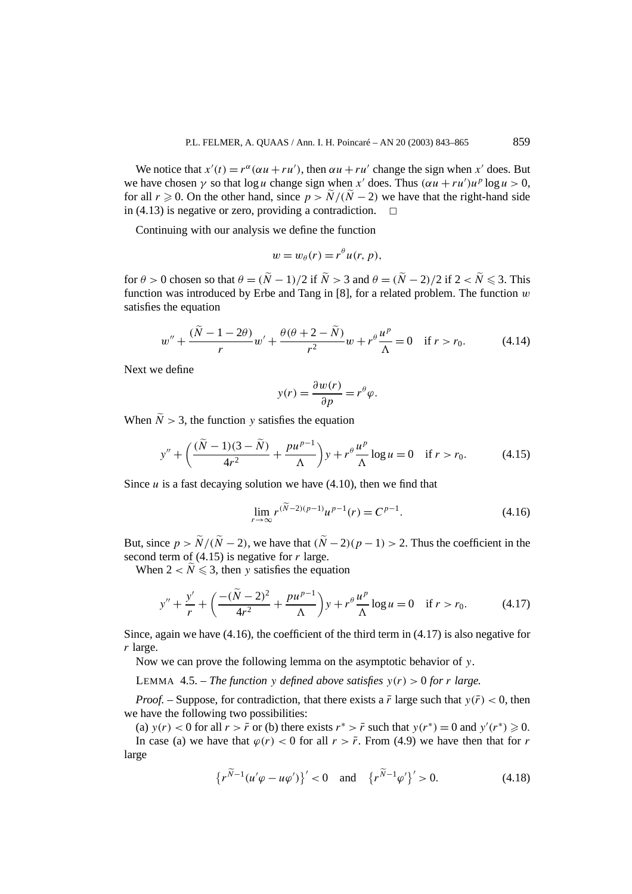We notice that $x'(t) = r^\alpha(\alpha u + ru')$, then $\alpha u + ru'$ change the sign when $x'$ does. But we have chosen $\gamma$ so that $\log u$ change sign when $x'$ does. Thus $(\alpha u + ru')u^p \log u > 0$, for all $r \geqslant 0$. On the other hand, since $p > \widetilde{N}/(\widetilde{N}-2)$ we have that the right-hand side in (4.13) is negative or zero, providing a contradiction. $\square$

Continuing with our analysis we define the function

$$w = w_\theta(r) = r^\theta u(r, p),$$

for $\theta > 0$ chosen so that $\theta = (\widetilde{N}-1)/2$ if $\widetilde{N} > 3$ and $\theta = (\widetilde{N}-2)/2$ if $2 < \widetilde{N} \leqslant 3$. This function was introduced by Erbe and Tang in [8], for a related problem. The function $w$ satisfies the equation

$$w'' + \frac{(\widetilde{N} - 1 - 2\theta)}{r} w' + \frac{\theta(\theta + 2 - \widetilde{N})}{r^2} w + r^\theta \frac{u^p}{\Lambda} = 0 \quad \text{if } r > r_0. \tag{4.14}$$

Next we define

$$y(r) = \frac{\partial w(r)}{\partial p} = r^\theta \varphi.$$

When $\widetilde{N} > 3$, the function $y$ satisfies the equation

$$y'' + \left( \frac{(\widetilde{N}-1)(3-\widetilde{N})}{4r^2} + \frac{pu^{p-1}}{\Lambda} \right) y + r^\theta \frac{u^p}{\Lambda} \log u = 0 \quad \text{if } r > r_0. \tag{4.15}$$

Since $u$ is a fast decaying solution we have (4.10), then we find that

$$\lim_{r \to \infty} r^{(\widetilde{N}-2)(p-1)} u^{p-1}(r) = C^{p-1}. \tag{4.16}$$

But, since $p > \widetilde{N}/(\widetilde{N}-2)$, we have that $(\widetilde{N}-2)(p-1) > 2$. Thus the coefficient in the second term of (4.15) is negative for $r$ large.

When $2 < \widetilde{N} \leqslant 3$, then $y$ satisfies the equation

$$y'' + \frac{y'}{r} + \left( \frac{-(\widetilde{N}-2)^2}{4r^2} + \frac{pu^{p-1}}{\Lambda} \right) y + r^\theta \frac{u^p}{\Lambda} \log u = 0 \quad \text{if } r > r_0. \tag{4.17}$$

Since, again we have (4.16), the coefficient of the third term in (4.17) is also negative for $r$ large.

Now we can prove the following lemma on the asymptotic behavior of $y$.

LEMMA 4.5. – *The function $y$ defined above satisfies $y(r) > 0$ for $r$ large.*

*Proof.* – Suppose, for contradiction, that there exists a $\bar{r}$ large such that $y(\bar{r}) < 0$, then we have the following two possibilities:

(a) $y(r) < 0$ for all $r > \bar{r}$ or (b) there exists $r^* > \bar{r}$ such that $y(r^*) = 0$ and $y'(r^*) \geqslant 0$.

In case (a) we have that $\varphi(r) < 0$ for all $r > \bar{r}$. From (4.9) we have then that for $r$ large

$$\left\{ r^{\widetilde{N}-1}(u'\varphi - u\varphi') \right\}' < 0 \quad \text{and} \quad \left\{ r^{\widetilde{N}-1}\varphi' \right\}' > 0. \tag{4.18}$$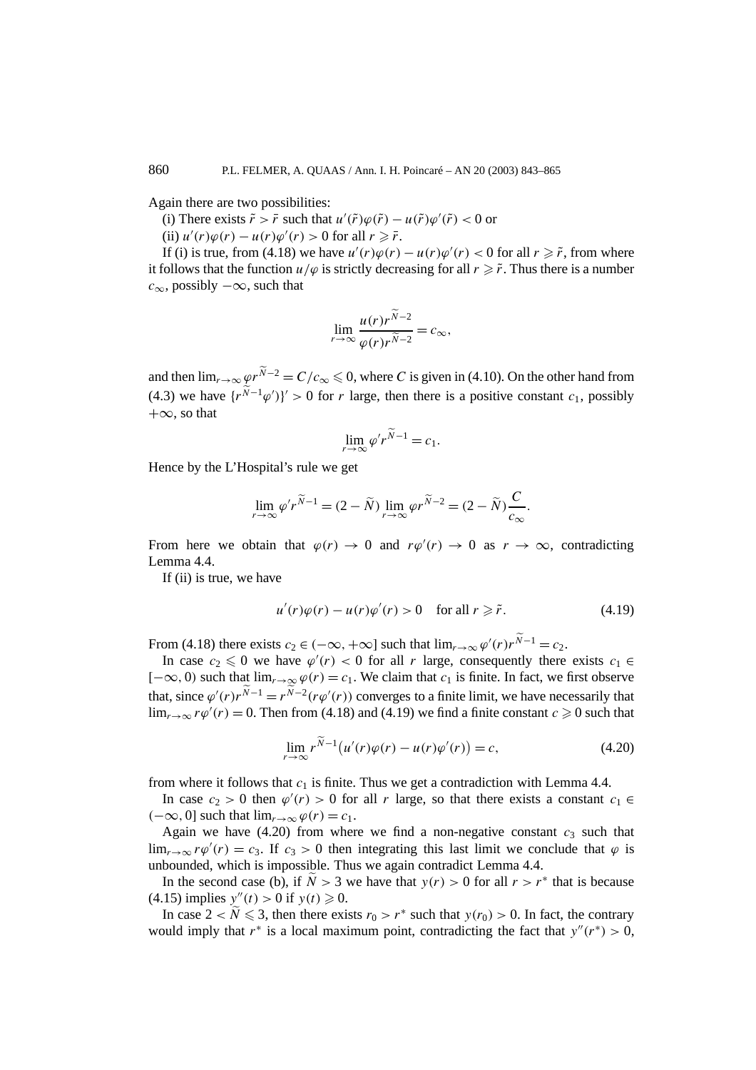Again there are two possibilities:

(i) There exists $\tilde{r} > \bar{r}$ such that $u'(\tilde{r})\varphi(\tilde{r}) - u(\tilde{r})\varphi'(\tilde{r}) < 0$ or

(ii) $u'(r)\varphi(r) - u(r)\varphi'(r) > 0$ for all $r \geqslant \bar{r}$.

If (i) is true, from (4.18) we have $u'(r)\varphi(r) - u(r)\varphi'(r) < 0$ for all $r \geqslant \tilde{r}$, from where it follows that the function $u/\varphi$ is strictly decreasing for all $r \geqslant \tilde{r}$. Thus there is a number $c_\infty$, possibly $-\infty$, such that

$$\lim_{r\to\infty} \frac{u(r)r^{\widetilde{N}-2}}{\varphi(r)r^{\widetilde{N}-2}} = c_\infty,$$

and then $\lim_{r\to\infty} \varphi r^{\widetilde{N}-2} = C/c_\infty \leqslant 0$, where $C$ is given in (4.10). On the other hand from (4.3) we have $\{r^{\widetilde{N}-1}\varphi')\}' > 0$ for $r$ large, then there is a positive constant $c_1$, possibly $+\infty$, so that

$$\lim_{r\to\infty} \varphi' r^{\widetilde{N}-1} = c_1.$$

Hence by the L'Hospital's rule we get

$$\lim_{r\to\infty} \varphi' r^{\widetilde{N}-1} = (2-\widetilde{N}) \lim_{r\to\infty} \varphi r^{\widetilde{N}-2} = (2-\widetilde{N})\frac{C}{c_\infty}.$$

From here we obtain that $\varphi(r) \to 0$ and $r\varphi'(r) \to 0$ as $r \to \infty$, contradicting Lemma 4.4.

If (ii) is true, we have

$$u'(r)\varphi(r) - u(r)\varphi'(r) > 0 \quad \text{for all } r \geqslant \tilde{r}. \tag{4.19}$$

From (4.18) there exists $c_2 \in (-\infty, +\infty]$ such that $\lim_{r\to\infty} \varphi'(r)r^{\widetilde{N}-1} = c_2$.

In case $c_2 \leqslant 0$ we have $\varphi'(r) < 0$ for all $r$ large, consequently there exists $c_1 \in [-\infty, 0)$ such that $\lim_{r\to\infty} \varphi(r) = c_1$. We claim that $c_1$ is finite. In fact, we first observe that, since $\varphi'(r)r^{\widetilde{N}-1} = r^{\widetilde{N}-2}(r\varphi'(r))$ converges to a finite limit, we have necessarily that $\lim_{r\to\infty} r\varphi'(r) = 0$. Then from (4.18) and (4.19) we find a finite constant $c \geqslant 0$ such that

$$\lim_{r\to\infty} r^{\widetilde{N}-1}\big(u'(r)\varphi(r) - u(r)\varphi'(r)\big) = c, \tag{4.20}$$

from where it follows that $c_1$ is finite. Thus we get a contradiction with Lemma 4.4.

In case $c_2 > 0$ then $\varphi'(r) > 0$ for all $r$ large, so that there exists a constant $c_1 \in (-\infty, 0]$ such that $\lim_{r\to\infty} \varphi(r) = c_1$.

Again we have (4.20) from where we find a non-negative constant $c_3$ such that $\lim_{r\to\infty} r\varphi'(r) = c_3$. If $c_3 > 0$ then integrating this last limit we conclude that $\varphi$ is unbounded, which is impossible. Thus we again contradict Lemma 4.4.

In the second case (b), if $\widetilde{N} > 3$ we have that $y(r) > 0$ for all $r > r^*$ that is because (4.15) implies $y''(t) > 0$ if $y(t) \geqslant 0$.

In case $2 < \widetilde{N} \leqslant 3$, then there exists $r_0 > r^*$ such that $y(r_0) > 0$. In fact, the contrary would imply that $r^*$ is a local maximum point, contradicting the fact that $y''(r^*) > 0$,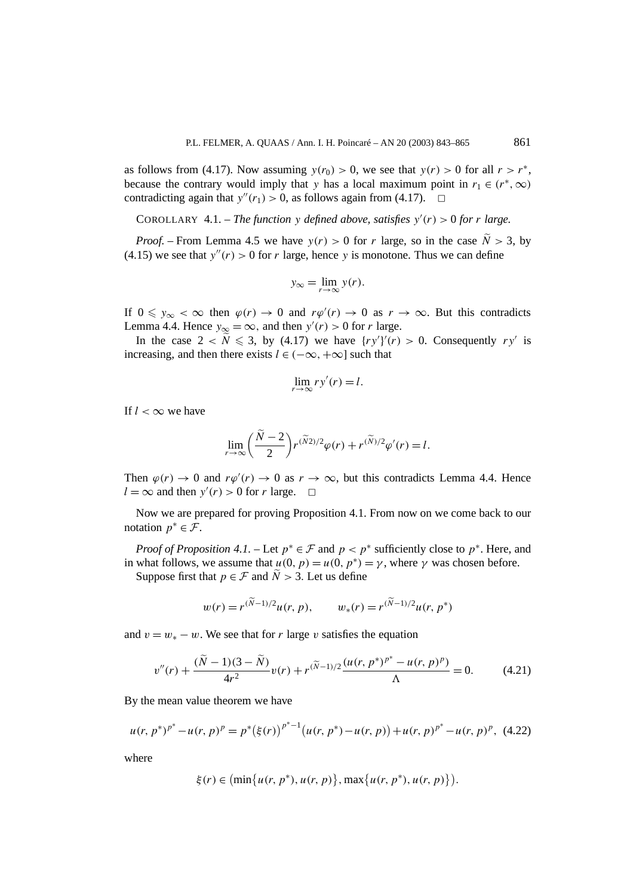as follows from (4.17). Now assuming $y(r_0) > 0$, we see that $y(r) > 0$ for all $r > r^*$, because the contrary would imply that $y$ has a local maximum point in $r_1 \in (r^*, \infty)$ contradicting again that $y''(r_1) > 0$, as follows again from (4.17). $\square$

COROLLARY 4.1. – *The function $y$ defined above, satisfies $y'(r) > 0$ for $r$ large.*

*Proof.* – From Lemma 4.5 we have $y(r) > 0$ for $r$ large, so in the case $\widetilde{N} > 3$, by (4.15) we see that $y''(r) > 0$ for $r$ large, hence $y$ is monotone. Thus we can define

$$y_\infty = \lim_{r\to\infty} y(r).$$

If $0 \leqslant y_\infty < \infty$ then $\varphi(r) \to 0$ and $r\varphi'(r) \to 0$ as $r \to \infty$. But this contradicts Lemma 4.4. Hence $y_\infty = \infty$, and then $y'(r) > 0$ for $r$ large.

In the case $2 < \widetilde{N} \leqslant 3$, by (4.17) we have $\{ry'\}'(r) > 0$. Consequently $ry'$ is increasing, and then there exists $l \in (-\infty, +\infty]$ such that

$$\lim_{r\to\infty} ry'(r) = l.$$

If $l < \infty$ we have

$$\lim_{r\to\infty}\left(\frac{\widetilde{N}-2}{2}\right)r^{(\widetilde{N}2)/2}\varphi(r) + r^{(\widetilde{N})/2}\varphi'(r) = l.$$

Then $\varphi(r) \to 0$ and $r\varphi'(r) \to 0$ as $r \to \infty$, but this contradicts Lemma 4.4. Hence $l = \infty$ and then $y'(r) > 0$ for $r$ large. $\square$

Now we are prepared for proving Proposition 4.1. From now on we come back to our notation $p^* \in \mathcal{F}$.

*Proof of Proposition 4.1.* – Let $p^* \in \mathcal{F}$ and $p < p^*$ sufficiently close to $p^*$. Here, and in what follows, we assume that $u(0, p) = u(0, p^*) = \gamma$, where $\gamma$ was chosen before.

Suppose first that $p \in \mathcal{F}$ and $\widetilde{N} > 3$. Let us define

$$w(r) = r^{(\widetilde{N}-1)/2}u(r, p), \qquad w_*(r) = r^{(\widetilde{N}-1)/2}u(r, p^*)$$

and $v = w_* - w$. We see that for $r$ large $v$ satisfies the equation

$$v''(r) + \frac{(\widetilde{N}-1)(3-\widetilde{N})}{4r^2}v(r) + r^{(\widetilde{N}-1)/2}\frac{(u(r,p^*)^{p^*} - u(r,p)^p)}{\Lambda} = 0. \tag{4.21}$$

By the mean value theorem we have

$$u(r,p^*)^{p^*} - u(r,p)^p = p^*\bigl(\xi(r)\bigr)^{p^*-1}\bigl(u(r,p^*) - u(r,p)\bigr) + u(r,p)^{p^*} - u(r,p)^p, \tag{4.22}$$

where

$$\xi(r) \in \bigl(\min\{u(r,p^*), u(r,p)\}, \max\{u(r,p^*), u(r,p)\}\bigr).$$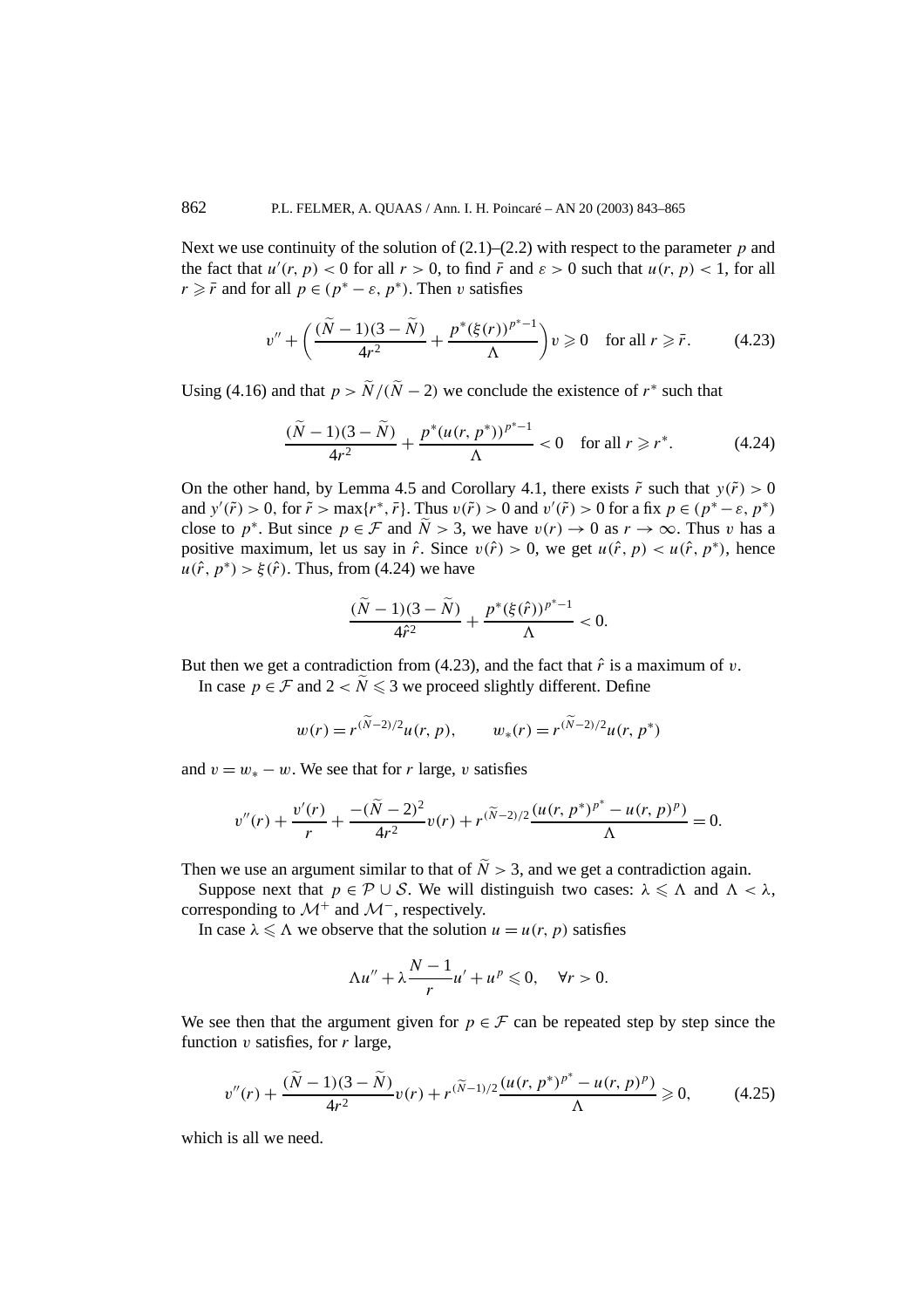Next we use continuity of the solution of (2.1)–(2.2) with respect to the parameter $p$ and the fact that $u'(r,p) < 0$ for all $r > 0$, to find $\bar{r}$ and $\varepsilon > 0$ such that $u(r,p) < 1$, for all $r \geqslant \bar{r}$ and for all $p \in (p^* - \varepsilon, p^*)$. Then $v$ satisfies

$$v'' + \left(\frac{(\widetilde{N}-1)(3-\widetilde{N})}{4r^2} + \frac{p^*(\xi(r))^{p^*-1}}{\Lambda}\right)v \geqslant 0 \quad \text{for all } r \geqslant \bar{r}. \tag{4.23}$$

Using (4.16) and that $p > \widetilde{N}/(\widetilde{N}-2)$ we conclude the existence of $r^*$ such that

$$\frac{(\widetilde{N}-1)(3-\widetilde{N})}{4r^2} + \frac{p^*(u(r,p^*))^{p^*-1}}{\Lambda} < 0 \quad \text{for all } r \geqslant r^*. \tag{4.24}$$

On the other hand, by Lemma 4.5 and Corollary 4.1, there exists $\tilde{r}$ such that $y(\tilde{r}) > 0$ and $y'(\tilde{r}) > 0$, for $\tilde{r} > \max\{r^*, \bar{r}\}$. Thus $v(\tilde{r}) > 0$ and $v'(\tilde{r}) > 0$ for a fix $p \in (p^* - \varepsilon, p^*)$ close to $p^*$. But since $p \in \mathcal{F}$ and $\widetilde{N} > 3$, we have $v(r) \to 0$ as $r \to \infty$. Thus $v$ has a positive maximum, let us say in $\hat{r}$. Since $v(\hat{r}) > 0$, we get $u(\hat{r}, p) < u(\hat{r}, p^*)$, hence $u(\hat{r}, p^*) > \xi(\hat{r})$. Thus, from (4.24) we have

$$\frac{(\widetilde{N}-1)(3-\widetilde{N})}{4\hat{r}^2} + \frac{p^*(\xi(\hat{r}))^{p^*-1}}{\Lambda} < 0.$$

But then we get a contradiction from (4.23), and the fact that $\hat{r}$ is a maximum of $v$.

In case $p \in \mathcal{F}$ and $2 < \widetilde{N} \leqslant 3$ we proceed slightly different. Define

$$w(r) = r^{(\widetilde{N}-2)/2}u(r,p), \qquad w_*(r) = r^{(\widetilde{N}-2)/2}u(r,p^*)$$

and $v = w_* - w$. We see that for $r$ large, $v$ satisfies

$$v''(r) + \frac{v'(r)}{r} + \frac{-(\widetilde{N}-2)^2}{4r^2}v(r) + r^{(\widetilde{N}-2)/2}\frac{(u(r,p^*)^{p^*} - u(r,p)^p)}{\Lambda} = 0.$$

Then we use an argument similar to that of $\widetilde{N} > 3$, and we get a contradiction again.

Suppose next that $p \in \mathcal{P} \cup \mathcal{S}$. We will distinguish two cases: $\lambda \leqslant \Lambda$ and $\Lambda < \lambda$, corresponding to $\mathcal{M}^+$ and $\mathcal{M}^-$, respectively.

In case $\lambda \leqslant \Lambda$ we observe that the solution $u = u(r,p)$ satisfies

$$\Lambda u'' + \lambda \frac{N-1}{r}u' + u^p \leqslant 0, \quad \forall r > 0.$$

We see then that the argument given for $p \in \mathcal{F}$ can be repeated step by step since the function $v$ satisfies, for $r$ large,

$$v''(r) + \frac{(\widetilde{N}-1)(3-\widetilde{N})}{4r^2}v(r) + r^{(\widetilde{N}-1)/2}\frac{(u(r,p^*)^{p^*} - u(r,p)^p)}{\Lambda} \geqslant 0, \tag{4.25}$$

which is all we need.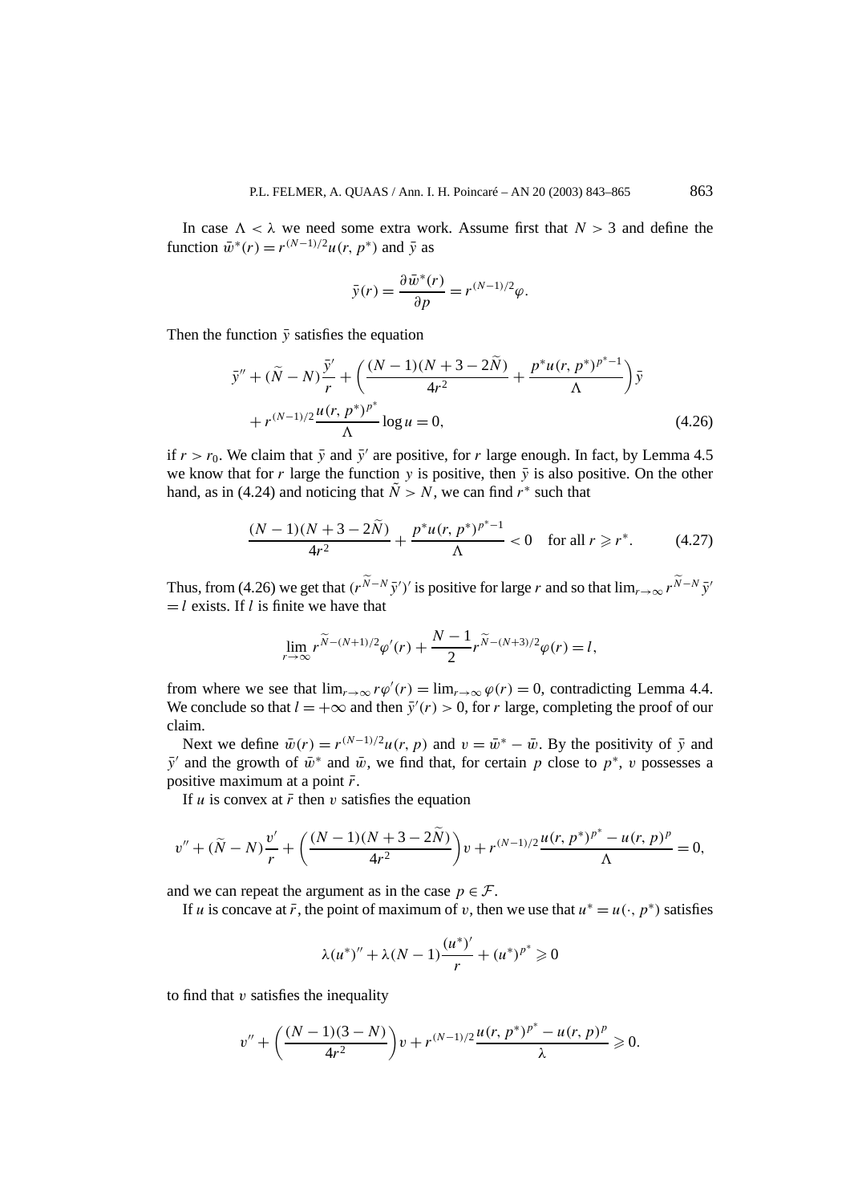In case $\Lambda < \lambda$ we need some extra work. Assume first that $N > 3$ and define the function $\bar{w}^*(r) = r^{(N-1)/2}u(r, p^*)$ and $\bar{y}$ as

$$\bar{y}(r) = \frac{\partial \bar{w}^*(r)}{\partial p} = r^{(N-1)/2}\varphi.$$

Then the function $\bar{y}$ satisfies the equation

$$\bar{y}'' + (\widetilde{N} - N)\frac{\bar{y}'}{r} + \left(\frac{(N-1)(N+3-2\widetilde{N})}{4r^2} + \frac{p^* u(r, p^*)^{p^*-1}}{\Lambda}\right)\bar{y} + r^{(N-1)/2}\frac{u(r, p^*)^{p^*}}{\Lambda}\log u = 0, \tag{4.26}$$

if $r > r_0$. We claim that $\bar{y}$ and $\bar{y}'$ are positive, for $r$ large enough. In fact, by Lemma 4.5 we know that for $r$ large the function $y$ is positive, then $\bar{y}$ is also positive. On the other hand, as in (4.24) and noticing that $\tilde{N} > N$, we can find $r^*$ such that

$$\frac{(N-1)(N+3-2\widetilde{N})}{4r^2} + \frac{p^* u(r, p^*)^{p^*-1}}{\Lambda} < 0 \quad \text{for all } r \geqslant r^*. \tag{4.27}$$

Thus, from (4.26) we get that $(r^{\widetilde{N}-N}\bar{y}')'$ is positive for large $r$ and so that $\lim_{r\to\infty} r^{\widetilde{N}-N}\bar{y}' = l$ exists. If $l$ is finite we have that

$$\lim_{r\to\infty} r^{\widetilde{N}-(N+1)/2}\varphi'(r) + \frac{N-1}{2}r^{\widetilde{N}-(N+3)/2}\varphi(r) = l,$$

from where we see that $\lim_{r\to\infty} r\varphi'(r) = \lim_{r\to\infty}\varphi(r) = 0$, contradicting Lemma 4.4. We conclude so that $l = +\infty$ and then $\bar{y}'(r) > 0$, for $r$ large, completing the proof of our claim.

Next we define $\bar{w}(r) = r^{(N-1)/2}u(r, p)$ and $v = \bar{w}^* - \bar{w}$. By the positivity of $\bar{y}$ and $\bar{y}'$ and the growth of $\bar{w}^*$ and $\bar{w}$, we find that, for certain $p$ close to $p^*$, $v$ possesses a positive maximum at a point $\bar{r}$.

If $u$ is convex at $\bar{r}$ then $v$ satisfies the equation

$$v'' + (\widetilde{N} - N)\frac{v'}{r} + \left(\frac{(N-1)(N+3-2\widetilde{N})}{4r^2}\right)v + r^{(N-1)/2}\frac{u(r, p^*)^{p^*} - u(r, p)^p}{\Lambda} = 0,$$

and we can repeat the argument as in the case $p \in \mathcal{F}$.

If $u$ is concave at $\bar{r}$, the point of maximum of $v$, then we use that $u^* = u(\cdot, p^*)$ satisfies

$$\lambda(u^*)'' + \lambda(N-1)\frac{(u^*)'}{r} + (u^*)^{p^*} \geqslant 0$$

to find that $v$ satisfies the inequality

$$v'' + \left(\frac{(N-1)(3-N)}{4r^2}\right)v + r^{(N-1)/2}\frac{u(r, p^*)^{p^*} - u(r, p)^p}{\lambda} \geqslant 0.$$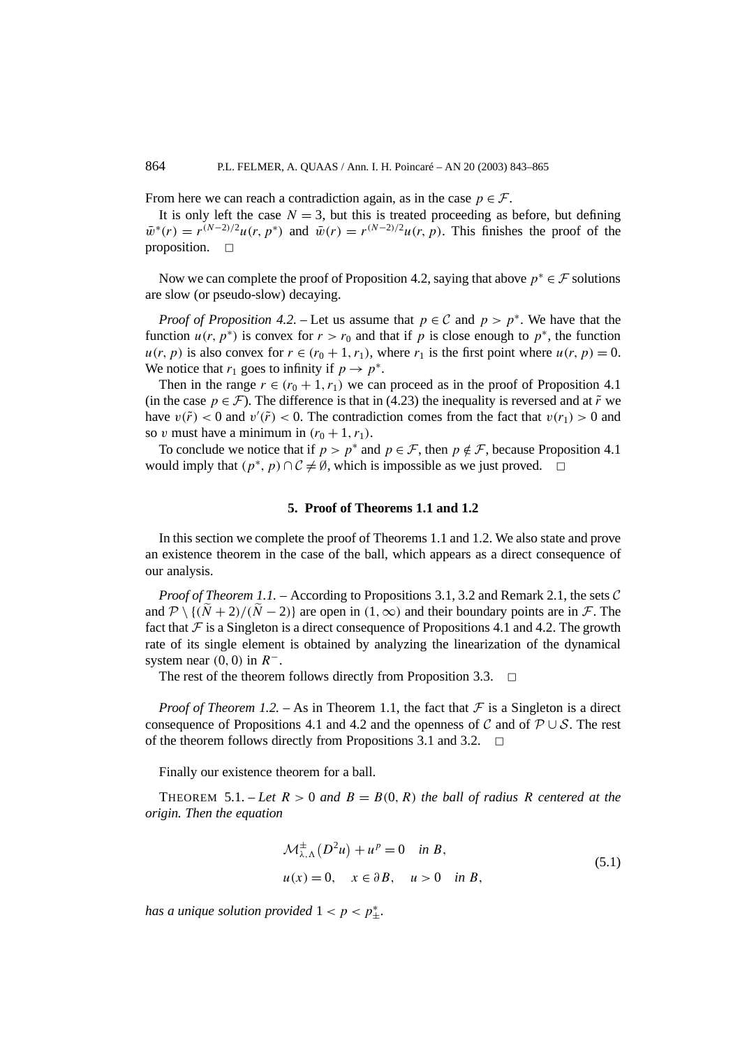From here we can reach a contradiction again, as in the case $p \in \mathcal{F}$.

It is only left the case $N = 3$, but this is treated proceeding as before, but defining $\bar{w}^*(r) = r^{(N-2)/2}u(r, p^*)$ and $\bar{w}(r) = r^{(N-2)/2}u(r, p)$. This finishes the proof of the proposition. □

Now we can complete the proof of Proposition 4.2, saying that above $p^* \in \mathcal{F}$ solutions are slow (or pseudo-slow) decaying.

*Proof of Proposition 4.2.* – Let us assume that $p \in \mathcal{C}$ and $p > p^*$. We have that the function $u(r, p^*)$ is convex for $r > r_0$ and that if $p$ is close enough to $p^*$, the function $u(r, p)$ is also convex for $r \in (r_0 + 1, r_1)$, where $r_1$ is the first point where $u(r, p) = 0$. We notice that $r_1$ goes to infinity if $p \to p^*$.

Then in the range $r \in (r_0 + 1, r_1)$ we can proceed as in the proof of Proposition 4.1 (in the case $p \in \mathcal{F}$). The difference is that in (4.23) the inequality is reversed and at $\tilde{r}$ we have $v(\tilde{r}) < 0$ and $v'(\tilde{r}) < 0$. The contradiction comes from the fact that $v(r_1) > 0$ and so $v$ must have a minimum in $(r_0 + 1, r_1)$.

To conclude we notice that if $p > p^*$ and $p \in \mathcal{F}$, then $p \notin \mathcal{F}$, because Proposition 4.1 would imply that $(p^*, p) \cap \mathcal{C} \neq \emptyset$, which is impossible as we just proved. □

## 5. Proof of Theorems 1.1 and 1.2

In this section we complete the proof of Theorems 1.1 and 1.2. We also state and prove an existence theorem in the case of the ball, which appears as a direct consequence of our analysis.

*Proof of Theorem 1.1.* – According to Propositions 3.1, 3.2 and Remark 2.1, the sets $\mathcal{C}$ and $\mathcal{P} \setminus \{(\widetilde{N} + 2)/(\widetilde{N} - 2)\}$ are open in $(1, \infty)$ and their boundary points are in $\mathcal{F}$. The fact that $\mathcal{F}$ is a Singleton is a direct consequence of Propositions 4.1 and 4.2. The growth rate of its single element is obtained by analyzing the linearization of the dynamical system near $(0, 0)$ in $R^-$.

The rest of the theorem follows directly from Proposition 3.3. □

*Proof of Theorem 1.2.* – As in Theorem 1.1, the fact that $\mathcal{F}$ is a Singleton is a direct consequence of Propositions 4.1 and 4.2 and the openness of $\mathcal{C}$ and of $\mathcal{P} \cup \mathcal{S}$. The rest of the theorem follows directly from Propositions 3.1 and 3.2. □

Finally our existence theorem for a ball.

THEOREM 5.1. – *Let $R > 0$ and $B = B(0, R)$ the ball of radius $R$ centered at the origin. Then the equation*

$$
\begin{aligned}
&\mathcal{M}^{\pm}_{\lambda,\Lambda}\left(D^2 u\right) + u^p = 0 \quad \text{in } B, \\
&u(x) = 0, \quad x \in \partial B, \quad u > 0 \quad \text{in } B,
\end{aligned}
\tag{5.1}
$$

*has a unique solution provided $1 < p < p^*_{\pm}$.*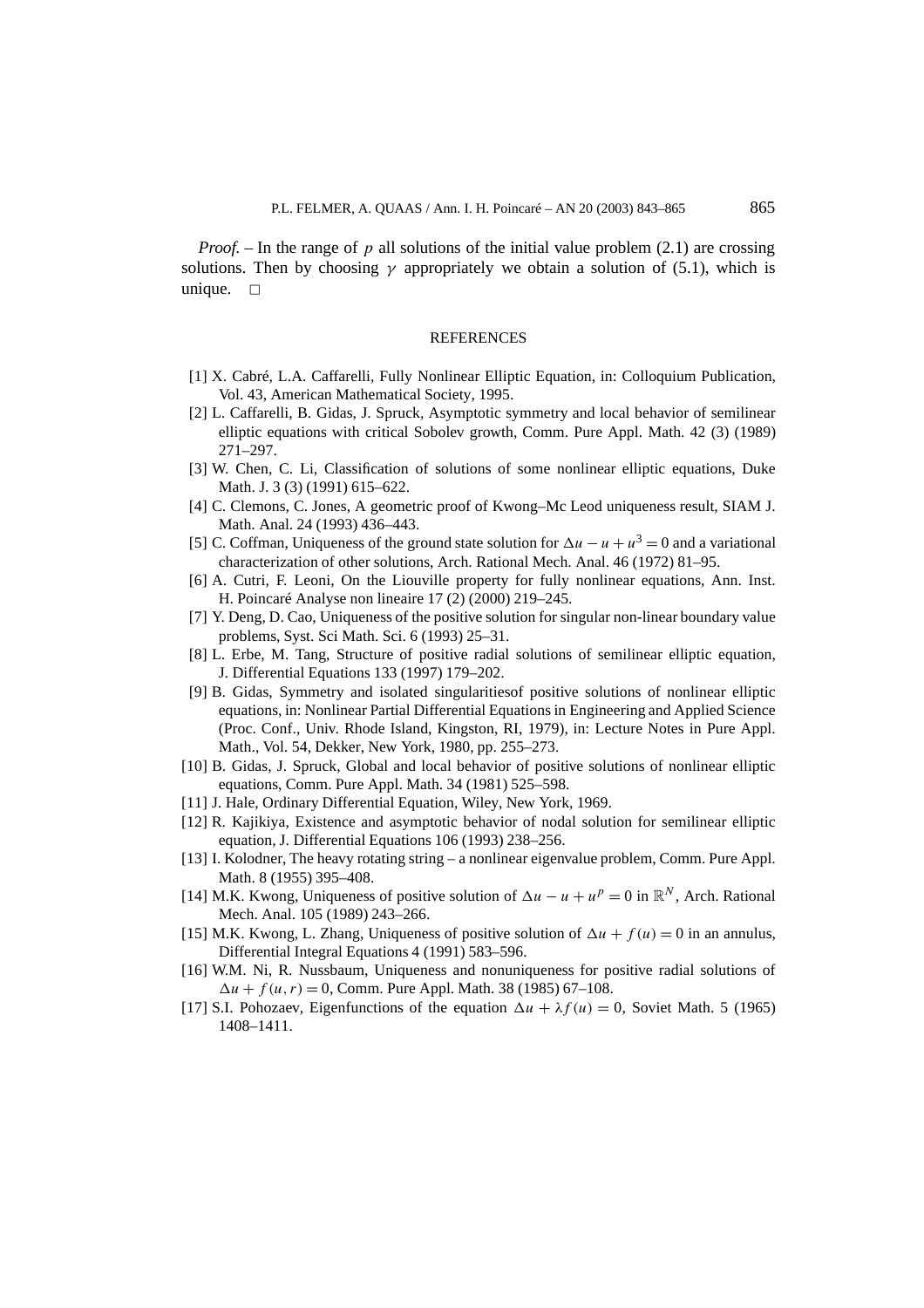*Proof.* – In the range of $p$ all solutions of the initial value problem (2.1) are crossing solutions. Then by choosing $\gamma$ appropriately we obtain a solution of (5.1), which is unique. □

## REFERENCES

[1] X. Cabré, L.A. Caffarelli, Fully Nonlinear Elliptic Equation, in: Colloquium Publication, Vol. 43, American Mathematical Society, 1995.

[2] L. Caffarelli, B. Gidas, J. Spruck, Asymptotic symmetry and local behavior of semilinear elliptic equations with critical Sobolev growth, Comm. Pure Appl. Math. 42 (3) (1989) 271–297.

[3] W. Chen, C. Li, Classification of solutions of some nonlinear elliptic equations, Duke Math. J. 3 (3) (1991) 615–622.

[4] C. Clemons, C. Jones, A geometric proof of Kwong–Mc Leod uniqueness result, SIAM J. Math. Anal. 24 (1993) 436–443.

[5] C. Coffman, Uniqueness of the ground state solution for $\Delta u - u + u^3 = 0$ and a variational characterization of other solutions, Arch. Rational Mech. Anal. 46 (1972) 81–95.

[6] A. Cutri, F. Leoni, On the Liouville property for fully nonlinear equations, Ann. Inst. H. Poincaré Analyse non lineaire 17 (2) (2000) 219–245.

[7] Y. Deng, D. Cao, Uniqueness of the positive solution for singular non-linear boundary value problems, Syst. Sci Math. Sci. 6 (1993) 25–31.

[8] L. Erbe, M. Tang, Structure of positive radial solutions of semilinear elliptic equation, J. Differential Equations 133 (1997) 179–202.

[9] B. Gidas, Symmetry and isolated singularitiesof positive solutions of nonlinear elliptic equations, in: Nonlinear Partial Differential Equations in Engineering and Applied Science (Proc. Conf., Univ. Rhode Island, Kingston, RI, 1979), in: Lecture Notes in Pure Appl. Math., Vol. 54, Dekker, New York, 1980, pp. 255–273.

[10] B. Gidas, J. Spruck, Global and local behavior of positive solutions of nonlinear elliptic equations, Comm. Pure Appl. Math. 34 (1981) 525–598.

[11] J. Hale, Ordinary Differential Equation, Wiley, New York, 1969.

[12] R. Kajikiya, Existence and asymptotic behavior of nodal solution for semilinear elliptic equation, J. Differential Equations 106 (1993) 238–256.

[13] I. Kolodner, The heavy rotating string – a nonlinear eigenvalue problem, Comm. Pure Appl. Math. 8 (1955) 395–408.

[14] M.K. Kwong, Uniqueness of positive solution of $\Delta u - u + u^p = 0$ in $\mathbb{R}^N$, Arch. Rational Mech. Anal. 105 (1989) 243–266.

[15] M.K. Kwong, L. Zhang, Uniqueness of positive solution of $\Delta u + f(u) = 0$ in an annulus, Differential Integral Equations 4 (1991) 583–596.

[16] W.M. Ni, R. Nussbaum, Uniqueness and nonuniqueness for positive radial solutions of $\Delta u + f(u, r) = 0$, Comm. Pure Appl. Math. 38 (1985) 67–108.

[17] S.I. Pohozaev, Eigenfunctions of the equation $\Delta u + \lambda f(u) = 0$, Soviet Math. 5 (1965) 1408–1411.